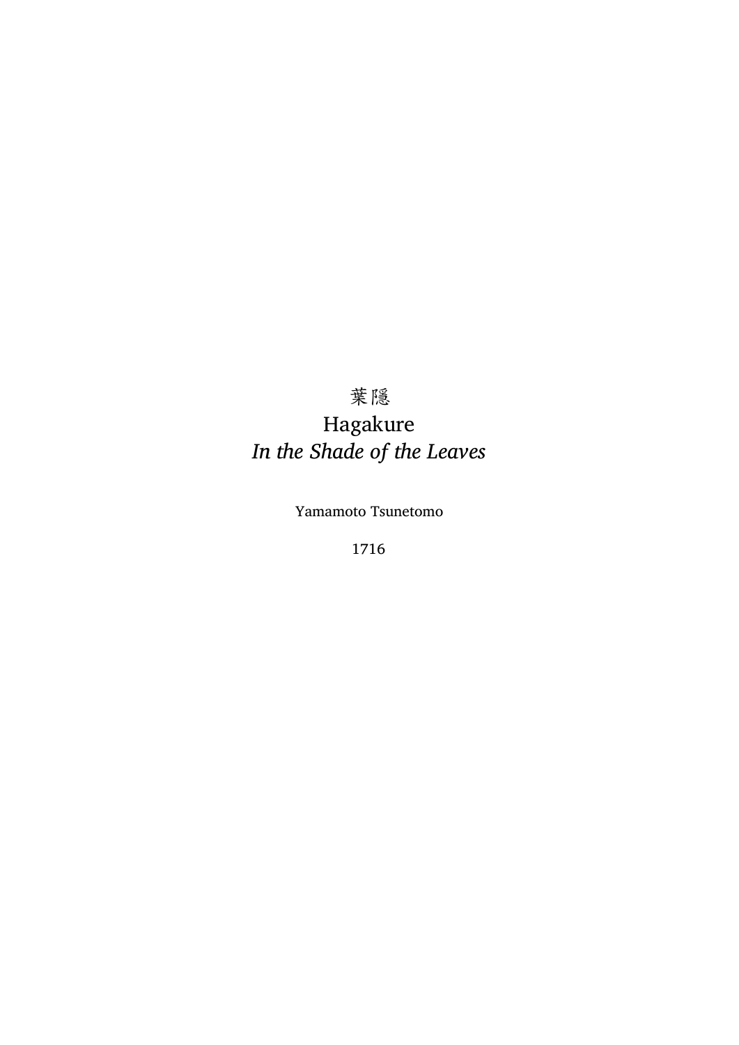# 葉隠

# Hagakure

## *In the Shade of the Leaves*

Yamamoto Tsunetomo

1716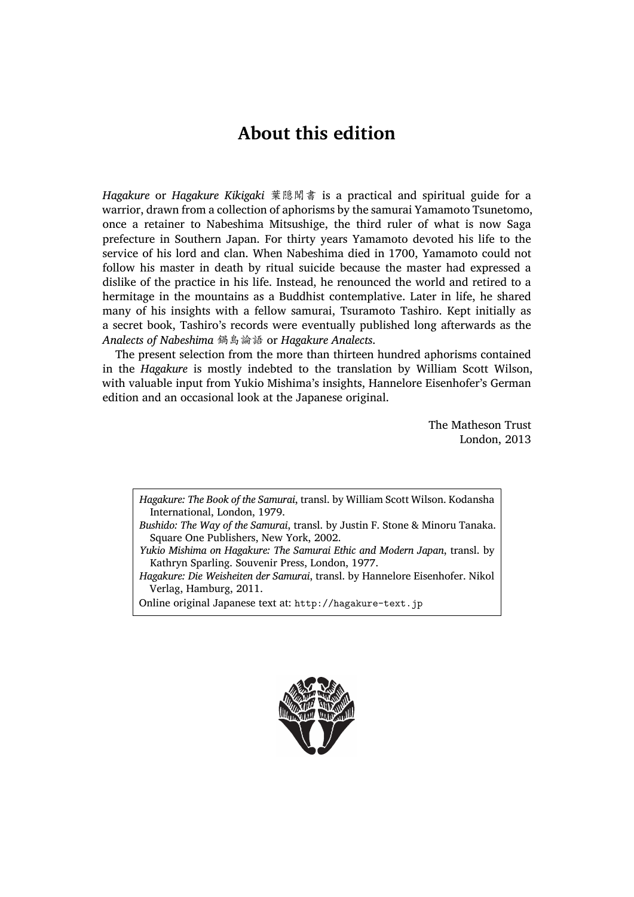# About this edition

*Hagakure* or *Hagakure Kikigaki* 葉隠聞書 is a practical and spiritual guide for a warrior, drawn from a collection of aphorisms by the samurai Yamamoto Tsunetomo, once a retainer to Nabeshima Mitsushige, the third ruler of what is now Saga prefecture in Southern Japan. For thirty years Yamamoto devoted his life to the service of his lord and clan. When Nabeshima died in 1700, Yamamoto could not follow his master in death by ritual suicide because the master had expressed a dislike of the practice in his life. Instead, he renounced the world and retired to a hermitage in the mountains as a Buddhist contemplative. Later in life, he shared many of his insights with a fellow samurai, Tsuramoto Tashiro. Kept initially as a secret book, Tashiro's records were eventually published long afterwards as the *Analects of Nabeshima* 鍋島論語 or *Hagakure Analects*.

The present selection from the more than thirteen hundred aphorisms contained in the *Hagakure* is mostly indebted to the translation by William Scott Wilson, with valuable input from Yukio Mishima's insights, Hannelore Eisenhofer's German edition and an occasional look at the Japanese original.

The Matheson Trust
London, 2013

*Hagakure: The Book of the Samurai*, transl. by William Scott Wilson. Kodansha International, London, 1979.

*Bushido: The Way of the Samurai*, transl. by Justin F. Stone & Minoru Tanaka. Square One Publishers, New York, 2002.

*Yukio Mishima on Hagakure: The Samurai Ethic and Modern Japan*, transl. by Kathryn Sparling. Souvenir Press, London, 1977.

*Hagakure: Die Weisheiten der Samurai*, transl. by Hannelore Eisenhofer. Nikol Verlag, Hamburg, 2011.

Online original Japanese text at: http://hagakure-text.jp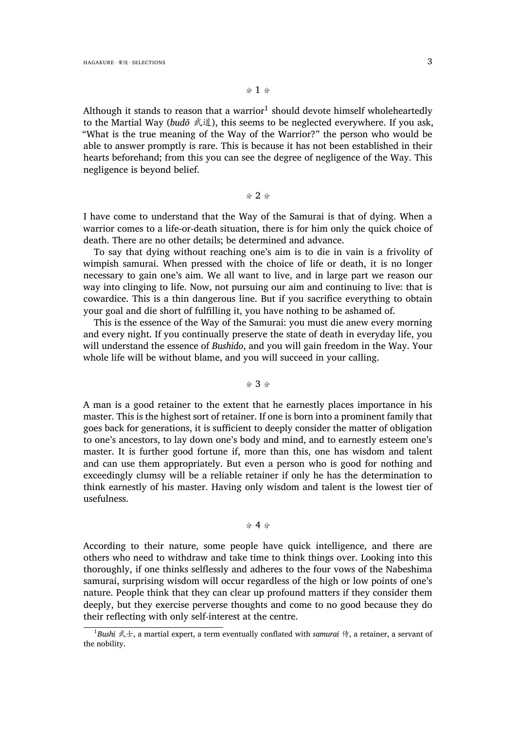### ※ 1 ※

Although it stands to reason that a warrior[1] should devote himself wholeheartedly to the Martial Way (*budō* 武道), this seems to be neglected everywhere. If you ask, “What is the true meaning of the Way of the Warrior?” the person who would be able to answer promptly is rare. This is because it has not been established in their hearts beforehand; from this you can see the degree of negligence of the Way. This negligence is beyond belief.

### ※ 2 ※

I have come to understand that the Way of the Samurai is that of dying. When a warrior comes to a life-or-death situation, there is for him only the quick choice of death. There are no other details; be determined and advance.

To say that dying without reaching one’s aim is to die in vain is a frivolity of wimpish samurai. When pressed with the choice of life or death, it is no longer necessary to gain one’s aim. We all want to live, and in large part we reason our way into clinging to life. Now, not pursuing our aim and continuing to live: that is cowardice. This is a thin dangerous line. But if you sacrifice everything to obtain your goal and die short of fulfilling it, you have nothing to be ashamed of.

This is the essence of the Way of the Samurai: you must die anew every morning and every night. If you continually preserve the state of death in everyday life, you will understand the essence of *Bushido*, and you will gain freedom in the Way. Your whole life will be without blame, and you will succeed in your calling.

### ※ 3 ※

A man is a good retainer to the extent that he earnestly places importance in his master. This is the highest sort of retainer. If one is born into a prominent family that goes back for generations, it is sufficient to deeply consider the matter of obligation to one’s ancestors, to lay down one’s body and mind, and to earnestly esteem one’s master. It is further good fortune if, more than this, one has wisdom and talent and can use them appropriately. But even a person who is good for nothing and exceedingly clumsy will be a reliable retainer if only he has the determination to think earnestly of his master. Having only wisdom and talent is the lowest tier of usefulness.

### ※ 4 ※

According to their nature, some people have quick intelligence, and there are others who need to withdraw and take time to think things over. Looking into this thoroughly, if one thinks selflessly and adheres to the four vows of the Nabeshima samurai, surprising wisdom will occur regardless of the high or low points of one’s nature. People think that they can clear up profound matters if they consider them deeply, but they exercise perverse thoughts and come to no good because they do their reflecting with only self-interest at the centre.

---

[1] *Bushi* 武士, a martial expert, a term eventually conflated with *samurai* 侍, a retainer, a servant of the nobility.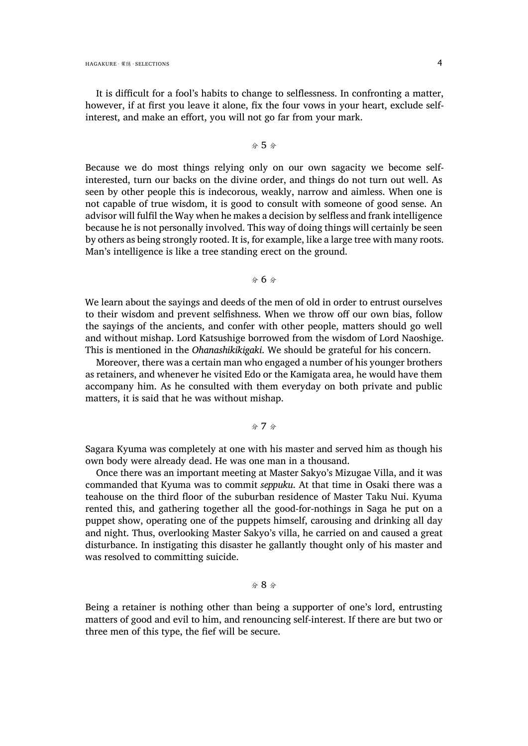It is difficult for a fool's habits to change to selflessness. In confronting a matter, however, if at first you leave it alone, fix the four vows in your heart, exclude self-interest, and make an effort, you will not go far from your mark.

### 分 5 分

Because we do most things relying only on our own sagacity we become self-interested, turn our backs on the divine order, and things do not turn out well. As seen by other people this is indecorous, weakly, narrow and aimless. When one is not capable of true wisdom, it is good to consult with someone of good sense. An advisor will fulfil the Way when he makes a decision by selfless and frank intelligence because he is not personally involved. This way of doing things will certainly be seen by others as being strongly rooted. It is, for example, like a large tree with many roots. Man's intelligence is like a tree standing erect on the ground.

### 分 6 分

We learn about the sayings and deeds of the men of old in order to entrust ourselves to their wisdom and prevent selfishness. When we throw off our own bias, follow the sayings of the ancients, and confer with other people, matters should go well and without mishap. Lord Katsushige borrowed from the wisdom of Lord Naoshige. This is mentioned in the *Ohanashikikigaki*. We should be grateful for his concern.

Moreover, there was a certain man who engaged a number of his younger brothers as retainers, and whenever he visited Edo or the Kamigata area, he would have them accompany him. As he consulted with them everyday on both private and public matters, it is said that he was without mishap.

### 分 7 分

Sagara Kyuma was completely at one with his master and served him as though his own body were already dead. He was one man in a thousand.

Once there was an important meeting at Master Sakyo's Mizugae Villa, and it was commanded that Kyuma was to commit *seppuku*. At that time in Osaki there was a teahouse on the third floor of the suburban residence of Master Taku Nui. Kyuma rented this, and gathering together all the good-for-nothings in Saga he put on a puppet show, operating one of the puppets himself, carousing and drinking all day and night. Thus, overlooking Master Sakyo's villa, he carried on and caused a great disturbance. In instigating this disaster he gallantly thought only of his master and was resolved to committing suicide.

### 分 8 分

Being a retainer is nothing other than being a supporter of one's lord, entrusting matters of good and evil to him, and renouncing self-interest. If there are but two or three men of this type, the fief will be secure.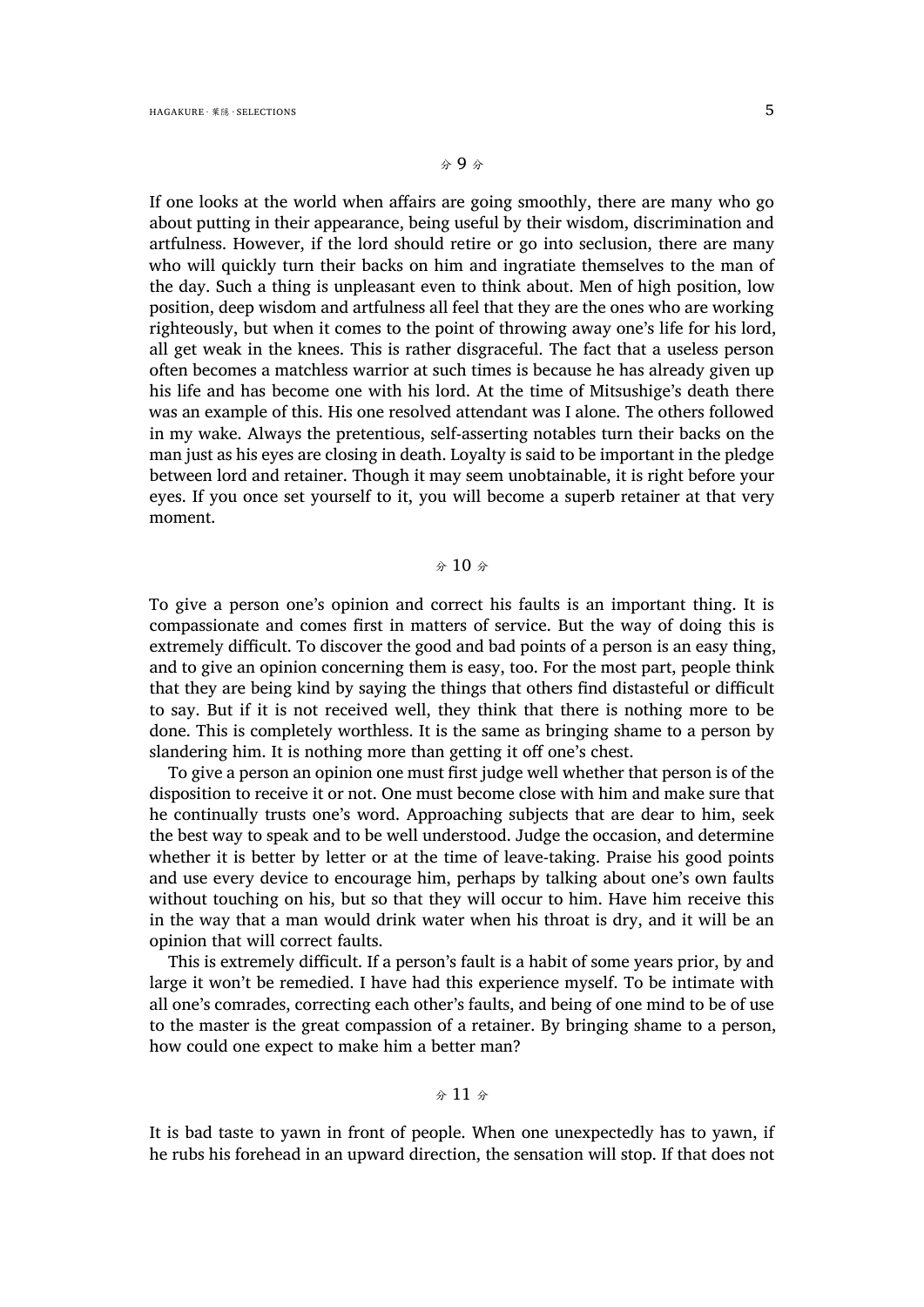❧ 9 ❧

If one looks at the world when affairs are going smoothly, there are many who go about putting in their appearance, being useful by their wisdom, discrimination and artfulness. However, if the lord should retire or go into seclusion, there are many who will quickly turn their backs on him and ingratiate themselves to the man of the day. Such a thing is unpleasant even to think about. Men of high position, low position, deep wisdom and artfulness all feel that they are the ones who are working righteously, but when it comes to the point of throwing away one's life for his lord, all get weak in the knees. This is rather disgraceful. The fact that a useless person often becomes a matchless warrior at such times is because he has already given up his life and has become one with his lord. At the time of Mitsushige's death there was an example of this. His one resolved attendant was I alone. The others followed in my wake. Always the pretentious, self-asserting notables turn their backs on the man just as his eyes are closing in death. Loyalty is said to be important in the pledge between lord and retainer. Though it may seem unobtainable, it is right before your eyes. If you once set yourself to it, you will become a superb retainer at that very moment.

❧ 10 ❧

To give a person one's opinion and correct his faults is an important thing. It is compassionate and comes first in matters of service. But the way of doing this is extremely difficult. To discover the good and bad points of a person is an easy thing, and to give an opinion concerning them is easy, too. For the most part, people think that they are being kind by saying the things that others find distasteful or difficult to say. But if it is not received well, they think that there is nothing more to be done. This is completely worthless. It is the same as bringing shame to a person by slandering him. It is nothing more than getting it off one's chest.

To give a person an opinion one must first judge well whether that person is of the disposition to receive it or not. One must become close with him and make sure that he continually trusts one's word. Approaching subjects that are dear to him, seek the best way to speak and to be well understood. Judge the occasion, and determine whether it is better by letter or at the time of leave-taking. Praise his good points and use every device to encourage him, perhaps by talking about one's own faults without touching on his, but so that they will occur to him. Have him receive this in the way that a man would drink water when his throat is dry, and it will be an opinion that will correct faults.

This is extremely difficult. If a person's fault is a habit of some years prior, by and large it won't be remedied. I have had this experience myself. To be intimate with all one's comrades, correcting each other's faults, and being of one mind to be of use to the master is the great compassion of a retainer. By bringing shame to a person, how could one expect to make him a better man?

❧ 11 ❧

It is bad taste to yawn in front of people. When one unexpectedly has to yawn, if he rubs his forehead in an upward direction, the sensation will stop. If that does not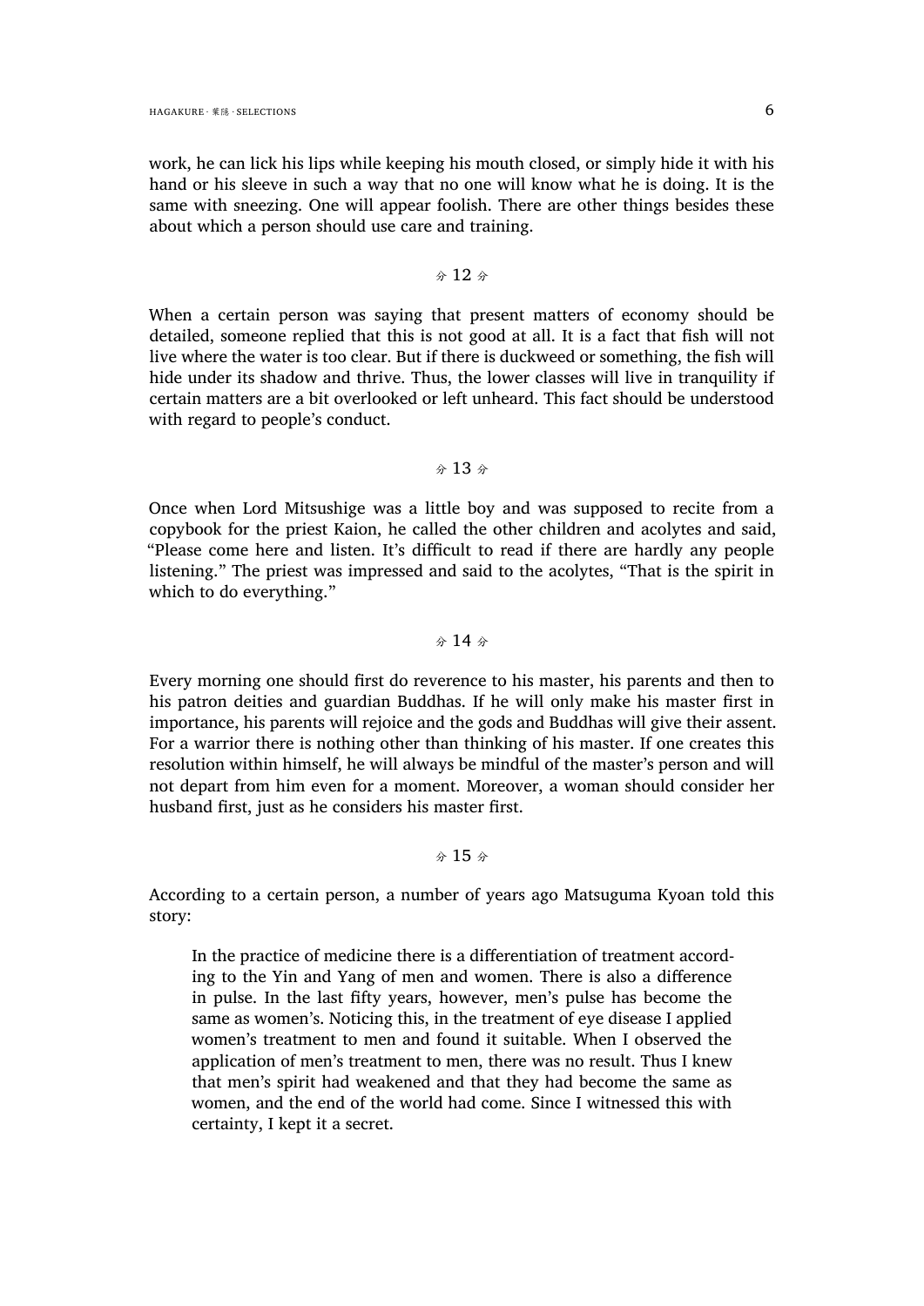work, he can lick his lips while keeping his mouth closed, or simply hide it with his hand or his sleeve in such a way that no one will know what he is doing. It is the same with sneezing. One will appear foolish. There are other things besides these about which a person should use care and training.

❧ 12 ❧

When a certain person was saying that present matters of economy should be detailed, someone replied that this is not good at all. It is a fact that fish will not live where the water is too clear. But if there is duckweed or something, the fish will hide under its shadow and thrive. Thus, the lower classes will live in tranquility if certain matters are a bit overlooked or left unheard. This fact should be understood with regard to people's conduct.

❧ 13 ❧

Once when Lord Mitsushige was a little boy and was supposed to recite from a copybook for the priest Kaion, he called the other children and acolytes and said, "Please come here and listen. It's difficult to read if there are hardly any people listening." The priest was impressed and said to the acolytes, "That is the spirit in which to do everything."

❧ 14 ❧

Every morning one should first do reverence to his master, his parents and then to his patron deities and guardian Buddhas. If he will only make his master first in importance, his parents will rejoice and the gods and Buddhas will give their assent. For a warrior there is nothing other than thinking of his master. If one creates this resolution within himself, he will always be mindful of the master's person and will not depart from him even for a moment. Moreover, a woman should consider her husband first, just as he considers his master first.

❧ 15 ❧

According to a certain person, a number of years ago Matsuguma Kyoan told this story:

> In the practice of medicine there is a differentiation of treatment according to the Yin and Yang of men and women. There is also a difference in pulse. In the last fifty years, however, men's pulse has become the same as women's. Noticing this, in the treatment of eye disease I applied women's treatment to men and found it suitable. When I observed the application of men's treatment to men, there was no result. Thus I knew that men's spirit had weakened and that they had become the same as women, and the end of the world had come. Since I witnessed this with certainty, I kept it a secret.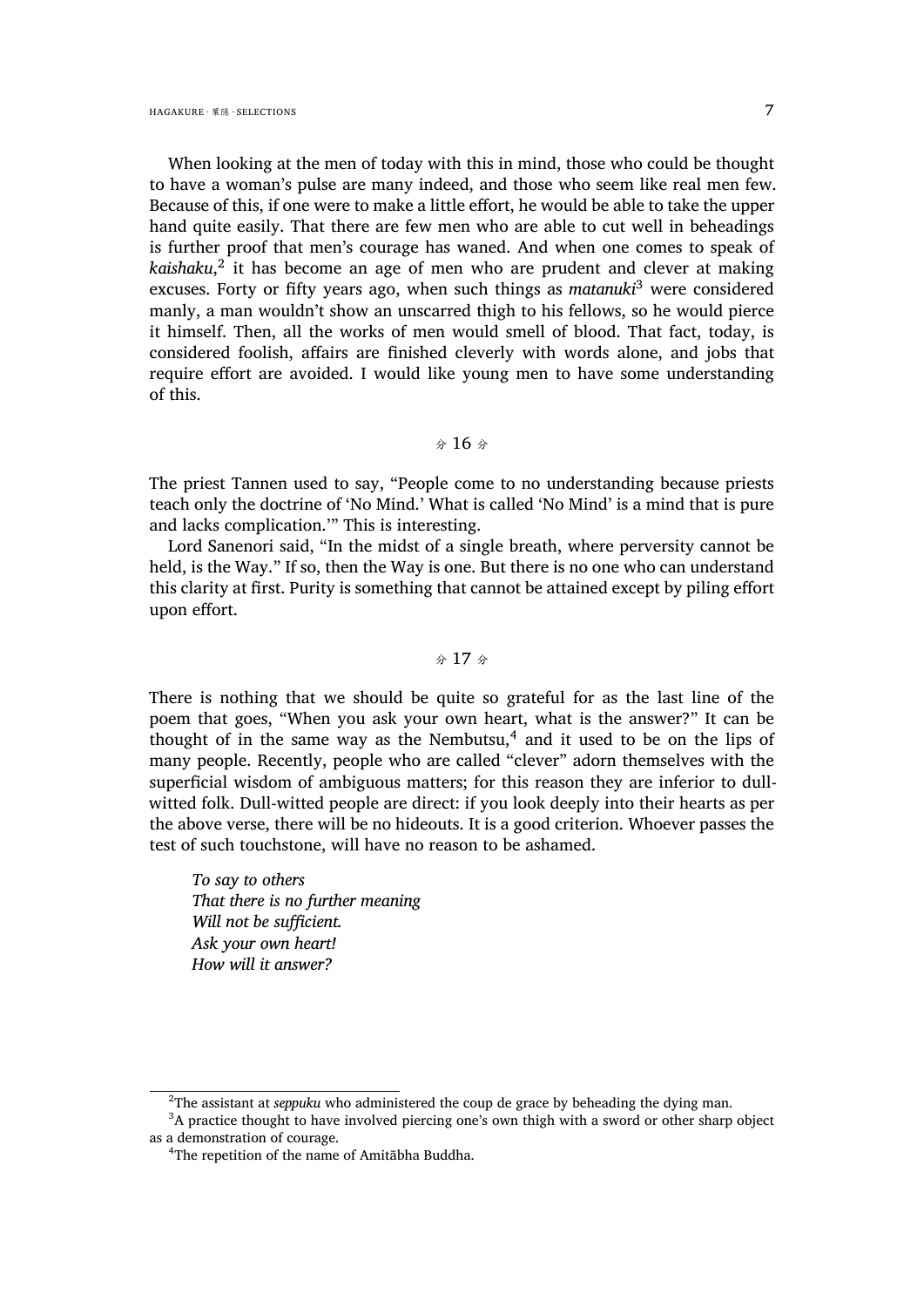When looking at the men of today with this in mind, those who could be thought to have a woman's pulse are many indeed, and those who seem like real men few. Because of this, if one were to make a little effort, he would be able to take the upper hand quite easily. That there are few men who are able to cut well in beheadings is further proof that men's courage has waned. And when one comes to speak of *kaishaku*,[2] it has become an age of men who are prudent and clever at making excuses. Forty or fifty years ago, when such things as *matanuki*[3] were considered manly, a man wouldn't show an unscarred thigh to his fellows, so he would pierce it himself. Then, all the works of men would smell of blood. That fact, today, is considered foolish, affairs are finished cleverly with words alone, and jobs that require effort are avoided. I would like young men to have some understanding of this.

## 分 16 分

The priest Tannen used to say, "People come to no understanding because priests teach only the doctrine of 'No Mind.' What is called 'No Mind' is a mind that is pure and lacks complication.'" This is interesting.

Lord Sanenori said, "In the midst of a single breath, where perversity cannot be held, is the Way." If so, then the Way is one. But there is no one who can understand this clarity at first. Purity is something that cannot be attained except by piling effort upon effort.

## 分 17 分

There is nothing that we should be quite so grateful for as the last line of the poem that goes, "When you ask your own heart, what is the answer?" It can be thought of in the same way as the Nembutsu,[4] and it used to be on the lips of many people. Recently, people who are called "clever" adorn themselves with the superficial wisdom of ambiguous matters; for this reason they are inferior to dull-witted folk. Dull-witted people are direct: if you look deeply into their hearts as per the above verse, there will be no hideouts. It is a good criterion. Whoever passes the test of such touchstone, will have no reason to be ashamed.

> *To say to others*
> *That there is no further meaning*
> *Will not be sufficient.*
> *Ask your own heart!*
> *How will it answer?*

---

[2] The assistant at *seppuku* who administered the coup de grace by beheading the dying man.

[3] A practice thought to have involved piercing one's own thigh with a sword or other sharp object as a demonstration of courage.

[4] The repetition of the name of Amitābha Buddha.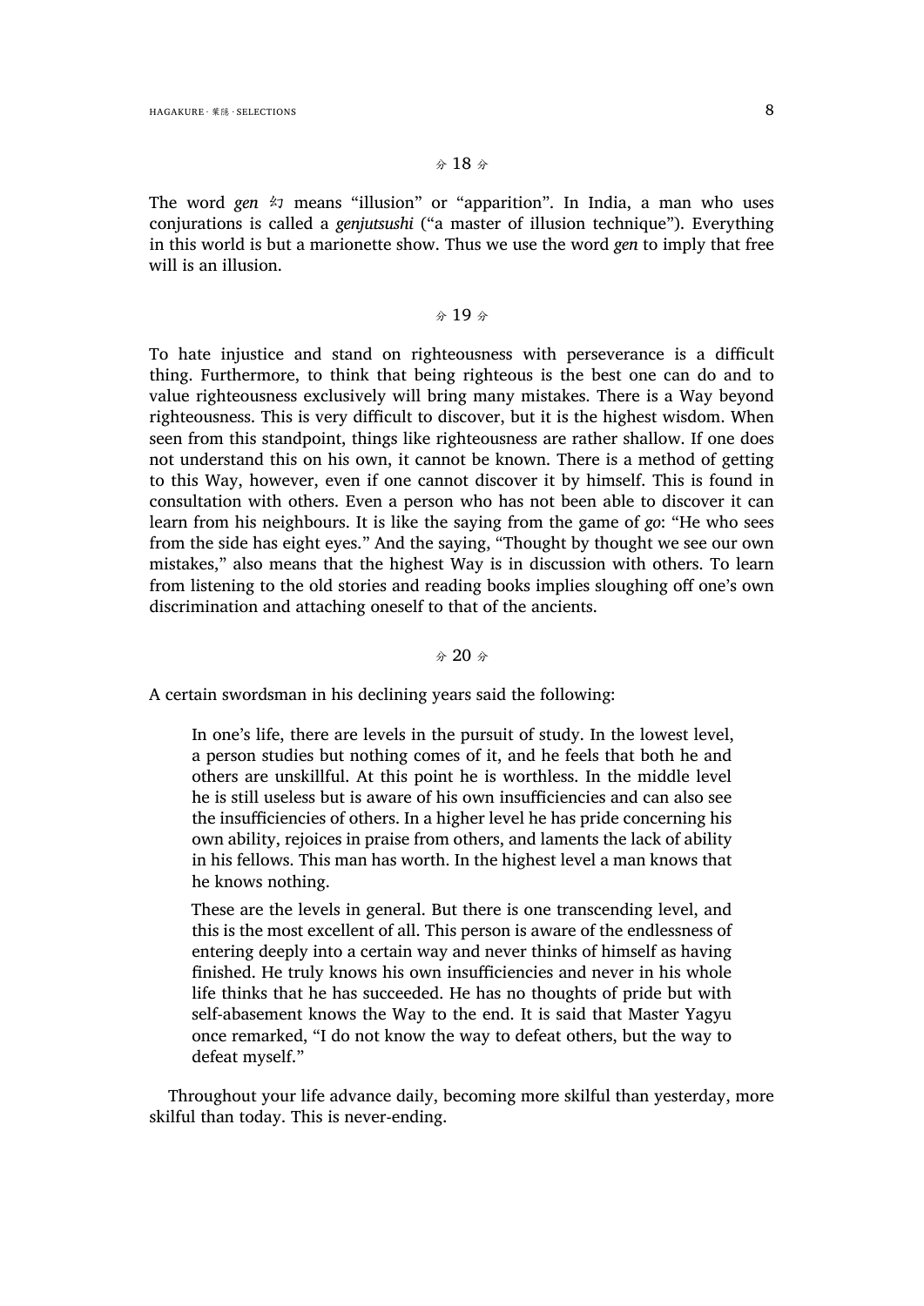❧ 18 ❧

The word *gen* 幻 means "illusion" or "apparition". In India, a man who uses conjurations is called a *genjutsushi* ("a master of illusion technique"). Everything in this world is but a marionette show. Thus we use the word *gen* to imply that free will is an illusion.

❧ 19 ❧

To hate injustice and stand on righteousness with perseverance is a difficult thing. Furthermore, to think that being righteous is the best one can do and to value righteousness exclusively will bring many mistakes. There is a Way beyond righteousness. This is very difficult to discover, but it is the highest wisdom. When seen from this standpoint, things like righteousness are rather shallow. If one does not understand this on his own, it cannot be known. There is a method of getting to this Way, however, even if one cannot discover it by himself. This is found in consultation with others. Even a person who has not been able to discover it can learn from his neighbours. It is like the saying from the game of *go*: "He who sees from the side has eight eyes." And the saying, "Thought by thought we see our own mistakes," also means that the highest Way is in discussion with others. To learn from listening to the old stories and reading books implies sloughing off one's own discrimination and attaching oneself to that of the ancients.

❧ 20 ❧

A certain swordsman in his declining years said the following:

> In one's life, there are levels in the pursuit of study. In the lowest level, a person studies but nothing comes of it, and he feels that both he and others are unskillful. At this point he is worthless. In the middle level he is still useless but is aware of his own insufficiencies and can also see the insufficiencies of others. In a higher level he has pride concerning his own ability, rejoices in praise from others, and laments the lack of ability in his fellows. This man has worth. In the highest level a man knows that he knows nothing.
>
> These are the levels in general. But there is one transcending level, and this is the most excellent of all. This person is aware of the endlessness of entering deeply into a certain way and never thinks of himself as having finished. He truly knows his own insufficiencies and never in his whole life thinks that he has succeeded. He has no thoughts of pride but with self-abasement knows the Way to the end. It is said that Master Yagyu once remarked, "I do not know the way to defeat others, but the way to defeat myself."

Throughout your life advance daily, becoming more skilful than yesterday, more skilful than today. This is never-ending.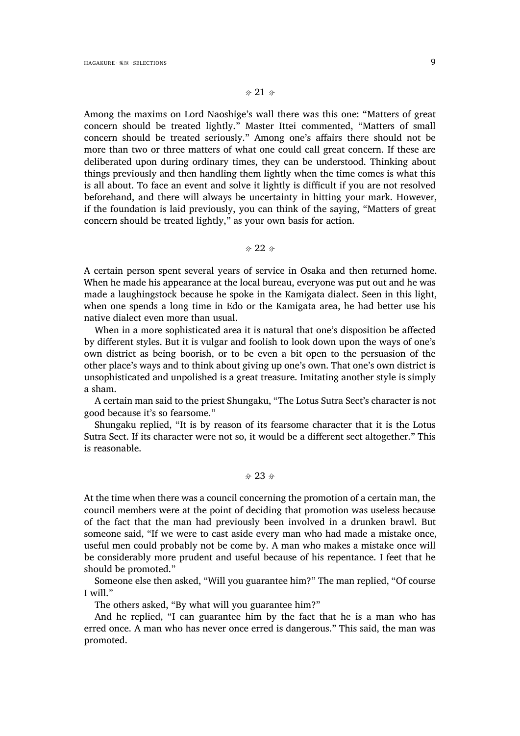❧ 21 ❧

Among the maxims on Lord Naoshige's wall there was this one: "Matters of great concern should be treated lightly." Master Ittei commented, "Matters of small concern should be treated seriously." Among one's affairs there should not be more than two or three matters of what one could call great concern. If these are deliberated upon during ordinary times, they can be understood. Thinking about things previously and then handling them lightly when the time comes is what this is all about. To face an event and solve it lightly is difficult if you are not resolved beforehand, and there will always be uncertainty in hitting your mark. However, if the foundation is laid previously, you can think of the saying, "Matters of great concern should be treated lightly," as your own basis for action.

❧ 22 ❧

A certain person spent several years of service in Osaka and then returned home. When he made his appearance at the local bureau, everyone was put out and he was made a laughingstock because he spoke in the Kamigata dialect. Seen in this light, when one spends a long time in Edo or the Kamigata area, he had better use his native dialect even more than usual.

When in a more sophisticated area it is natural that one's disposition be affected by different styles. But it is vulgar and foolish to look down upon the ways of one's own district as being boorish, or to be even a bit open to the persuasion of the other place's ways and to think about giving up one's own. That one's own district is unsophisticated and unpolished is a great treasure. Imitating another style is simply a sham.

A certain man said to the priest Shungaku, "The Lotus Sutra Sect's character is not good because it's so fearsome."

Shungaku replied, "It is by reason of its fearsome character that it is the Lotus Sutra Sect. If its character were not so, it would be a different sect altogether." This is reasonable.

❧ 23 ❧

At the time when there was a council concerning the promotion of a certain man, the council members were at the point of deciding that promotion was useless because of the fact that the man had previously been involved in a drunken brawl. But someone said, "If we were to cast aside every man who had made a mistake once, useful men could probably not be come by. A man who makes a mistake once will be considerably more prudent and useful because of his repentance. I feet that he should be promoted."

Someone else then asked, "Will you guarantee him?" The man replied, "Of course I will."

The others asked, "By what will you guarantee him?"

And he replied, "I can guarantee him by the fact that he is a man who has erred once. A man who has never once erred is dangerous." This said, the man was promoted.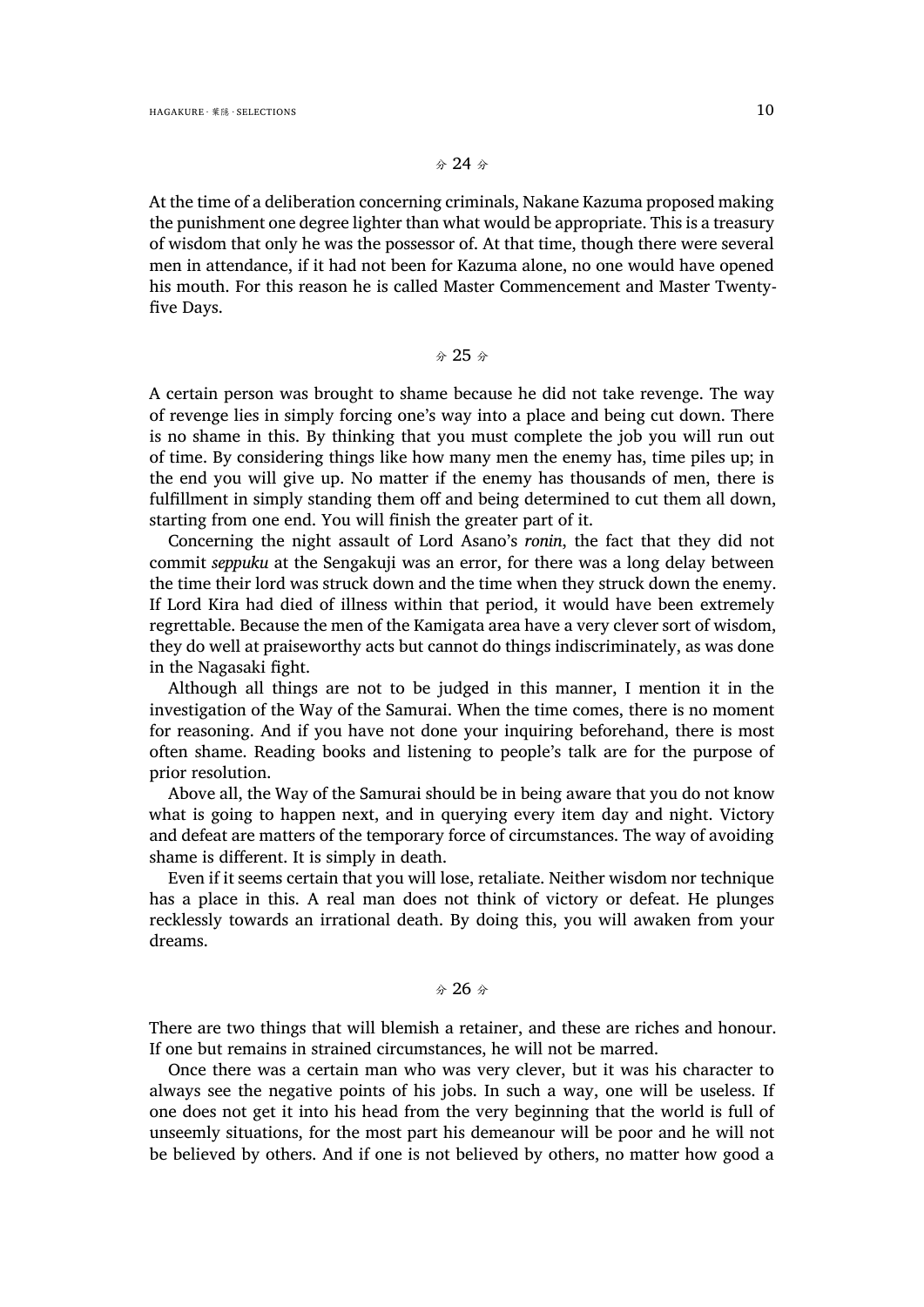<center>分 24 分</center>

At the time of a deliberation concerning criminals, Nakane Kazuma proposed making the punishment one degree lighter than what would be appropriate. This is a treasury of wisdom that only he was the possessor of. At that time, though there were several men in attendance, if it had not been for Kazuma alone, no one would have opened his mouth. For this reason he is called Master Commencement and Master Twenty-five Days.

<center>分 25 分</center>

A certain person was brought to shame because he did not take revenge. The way of revenge lies in simply forcing one's way into a place and being cut down. There is no shame in this. By thinking that you must complete the job you will run out of time. By considering things like how many men the enemy has, time piles up; in the end you will give up. No matter if the enemy has thousands of men, there is fulfillment in simply standing them off and being determined to cut them all down, starting from one end. You will finish the greater part of it.

Concerning the night assault of Lord Asano's *ronin*, the fact that they did not commit *seppuku* at the Sengakuji was an error, for there was a long delay between the time their lord was struck down and the time when they struck down the enemy. If Lord Kira had died of illness within that period, it would have been extremely regrettable. Because the men of the Kamigata area have a very clever sort of wisdom, they do well at praiseworthy acts but cannot do things indiscriminately, as was done in the Nagasaki fight.

Although all things are not to be judged in this manner, I mention it in the investigation of the Way of the Samurai. When the time comes, there is no moment for reasoning. And if you have not done your inquiring beforehand, there is most often shame. Reading books and listening to people's talk are for the purpose of prior resolution.

Above all, the Way of the Samurai should be in being aware that you do not know what is going to happen next, and in querying every item day and night. Victory and defeat are matters of the temporary force of circumstances. The way of avoiding shame is different. It is simply in death.

Even if it seems certain that you will lose, retaliate. Neither wisdom nor technique has a place in this. A real man does not think of victory or defeat. He plunges recklessly towards an irrational death. By doing this, you will awaken from your dreams.

<center>分 26 分</center>

There are two things that will blemish a retainer, and these are riches and honour. If one but remains in strained circumstances, he will not be marred.

Once there was a certain man who was very clever, but it was his character to always see the negative points of his jobs. In such a way, one will be useless. If one does not get it into his head from the very beginning that the world is full of unseemly situations, for the most part his demeanour will be poor and he will not be believed by others. And if one is not believed by others, no matter how good a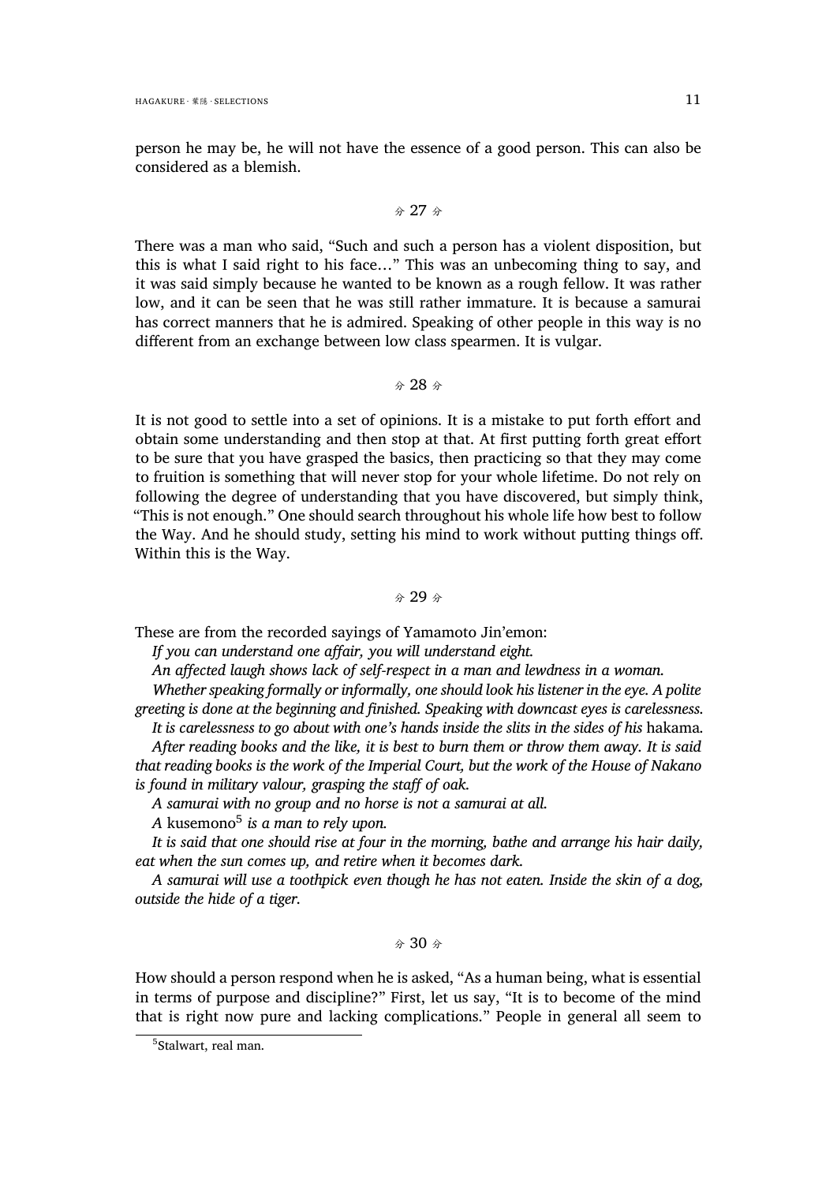person he may be, he will not have the essence of a good person. This can also be considered as a blemish.

<center>分 27 分</center>

There was a man who said, “Such and such a person has a violent disposition, but this is what I said right to his face…” This was an unbecoming thing to say, and it was said simply because he wanted to be known as a rough fellow. It was rather low, and it can be seen that he was still rather immature. It is because a samurai has correct manners that he is admired. Speaking of other people in this way is no different from an exchange between low class spearmen. It is vulgar.

<center>分 28 分</center>

It is not good to settle into a set of opinions. It is a mistake to put forth effort and obtain some understanding and then stop at that. At first putting forth great effort to be sure that you have grasped the basics, then practicing so that they may come to fruition is something that will never stop for your whole lifetime. Do not rely on following the degree of understanding that you have discovered, but simply think, “This is not enough.” One should search throughout his whole life how best to follow the Way. And he should study, setting his mind to work without putting things off. Within this is the Way.

<center>分 29 分</center>

These are from the recorded sayings of Yamamoto Jin’emon:

*If you can understand one affair, you will understand eight.*

*An affected laugh shows lack of self-respect in a man and lewdness in a woman.*

*Whether speaking formally or informally, one should look his listener in the eye. A polite greeting is done at the beginning and finished. Speaking with downcast eyes is carelessness.*

*It is carelessness to go about with one’s hands inside the slits in the sides of his* hakama*.*

*After reading books and the like, it is best to burn them or throw them away. It is said that reading books is the work of the Imperial Court, but the work of the House of Nakano is found in military valour, grasping the staff of oak.*

*A samurai with no group and no horse is not a samurai at all.*

*A* kusemono[5] *is a man to rely upon.*

*It is said that one should rise at four in the morning, bathe and arrange his hair daily, eat when the sun comes up, and retire when it becomes dark.*

*A samurai will use a toothpick even though he has not eaten. Inside the skin of a dog, outside the hide of a tiger.*

<center>分 30 分</center>

How should a person respond when he is asked, “As a human being, what is essential in terms of purpose and discipline?” First, let us say, “It is to become of the mind that is right now pure and lacking complications.” People in general all seem to

[5] Stalwart, real man.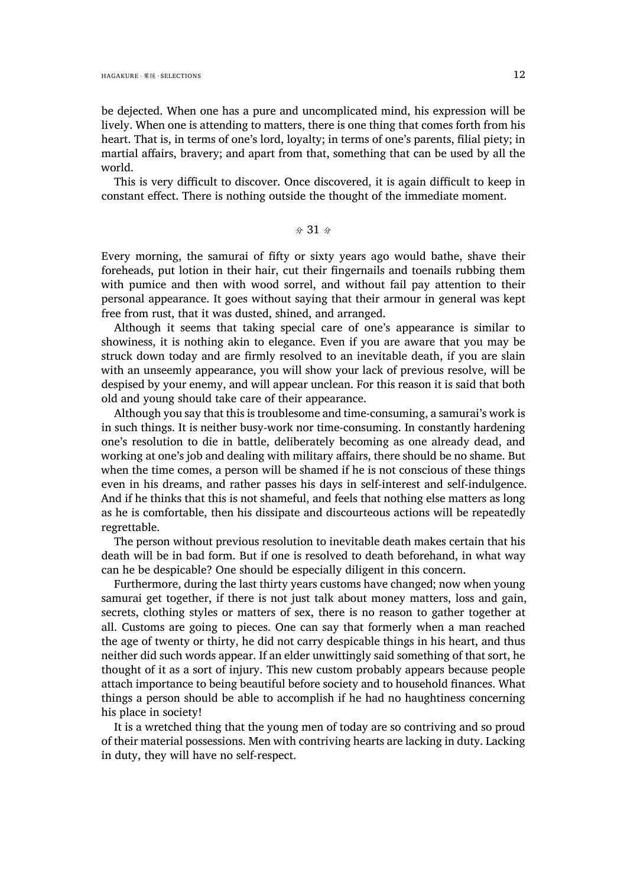be dejected. When one has a pure and uncomplicated mind, his expression will be lively. When one is attending to matters, there is one thing that comes forth from his heart. That is, in terms of one's lord, loyalty; in terms of one's parents, filial piety; in martial affairs, bravery; and apart from that, something that can be used by all the world.

This is very difficult to discover. Once discovered, it is again difficult to keep in constant effect. There is nothing outside the thought of the immediate moment.

### ⚘ 31 ⚘

Every morning, the samurai of fifty or sixty years ago would bathe, shave their foreheads, put lotion in their hair, cut their fingernails and toenails rubbing them with pumice and then with wood sorrel, and without fail pay attention to their personal appearance. It goes without saying that their armour in general was kept free from rust, that it was dusted, shined, and arranged.

Although it seems that taking special care of one's appearance is similar to showiness, it is nothing akin to elegance. Even if you are aware that you may be struck down today and are firmly resolved to an inevitable death, if you are slain with an unseemly appearance, you will show your lack of previous resolve, will be despised by your enemy, and will appear unclean. For this reason it is said that both old and young should take care of their appearance.

Although you say that this is troublesome and time-consuming, a samurai's work is in such things. It is neither busy-work nor time-consuming. In constantly hardening one's resolution to die in battle, deliberately becoming as one already dead, and working at one's job and dealing with military affairs, there should be no shame. But when the time comes, a person will be shamed if he is not conscious of these things even in his dreams, and rather passes his days in self-interest and self-indulgence. And if he thinks that this is not shameful, and feels that nothing else matters as long as he is comfortable, then his dissipate and discourteous actions will be repeatedly regrettable.

The person without previous resolution to inevitable death makes certain that his death will be in bad form. But if one is resolved to death beforehand, in what way can he be despicable? One should be especially diligent in this concern.

Furthermore, during the last thirty years customs have changed; now when young samurai get together, if there is not just talk about money matters, loss and gain, secrets, clothing styles or matters of sex, there is no reason to gather together at all. Customs are going to pieces. One can say that formerly when a man reached the age of twenty or thirty, he did not carry despicable things in his heart, and thus neither did such words appear. If an elder unwittingly said something of that sort, he thought of it as a sort of injury. This new custom probably appears because people attach importance to being beautiful before society and to household finances. What things a person should be able to accomplish if he had no haughtiness concerning his place in society!

It is a wretched thing that the young men of today are so contriving and so proud of their material possessions. Men with contriving hearts are lacking in duty. Lacking in duty, they will have no self-respect.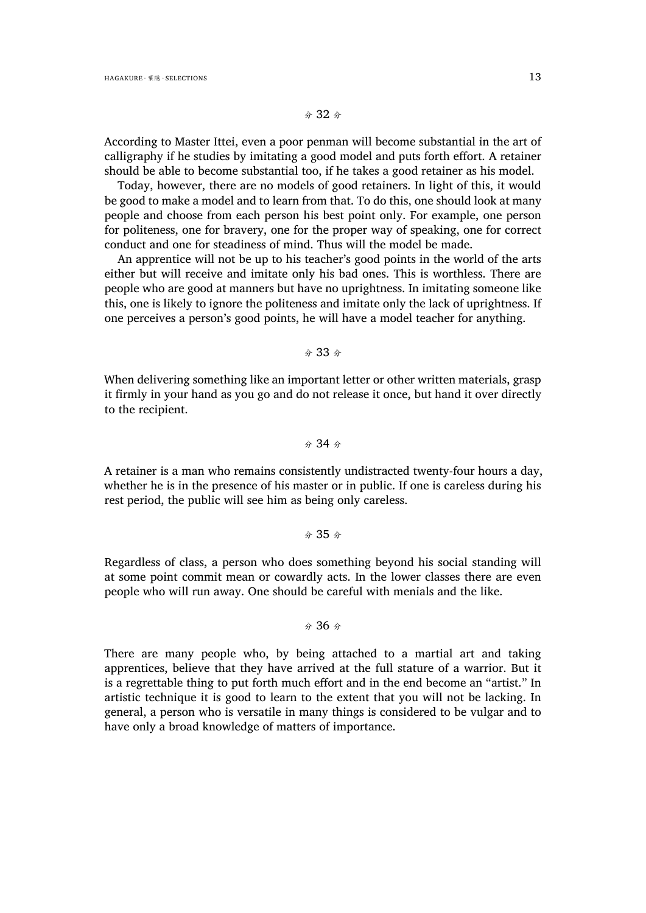## ⚘ 32 ⚘

According to Master Ittei, even a poor penman will become substantial in the art of calligraphy if he studies by imitating a good model and puts forth effort. A retainer should be able to become substantial too, if he takes a good retainer as his model.

Today, however, there are no models of good retainers. In light of this, it would be good to make a model and to learn from that. To do this, one should look at many people and choose from each person his best point only. For example, one person for politeness, one for bravery, one for the proper way of speaking, one for correct conduct and one for steadiness of mind. Thus will the model be made.

An apprentice will not be up to his teacher's good points in the world of the arts either but will receive and imitate only his bad ones. This is worthless. There are people who are good at manners but have no uprightness. In imitating someone like this, one is likely to ignore the politeness and imitate only the lack of uprightness. If one perceives a person's good points, he will have a model teacher for anything.

## ⚘ 33 ⚘

When delivering something like an important letter or other written materials, grasp it firmly in your hand as you go and do not release it once, but hand it over directly to the recipient.

## ⚘ 34 ⚘

A retainer is a man who remains consistently undistracted twenty-four hours a day, whether he is in the presence of his master or in public. If one is careless during his rest period, the public will see him as being only careless.

## ⚘ 35 ⚘

Regardless of class, a person who does something beyond his social standing will at some point commit mean or cowardly acts. In the lower classes there are even people who will run away. One should be careful with menials and the like.

## ⚘ 36 ⚘

There are many people who, by being attached to a martial art and taking apprentices, believe that they have arrived at the full stature of a warrior. But it is a regrettable thing to put forth much effort and in the end become an "artist." In artistic technique it is good to learn to the extent that you will not be lacking. In general, a person who is versatile in many things is considered to be vulgar and to have only a broad knowledge of matters of importance.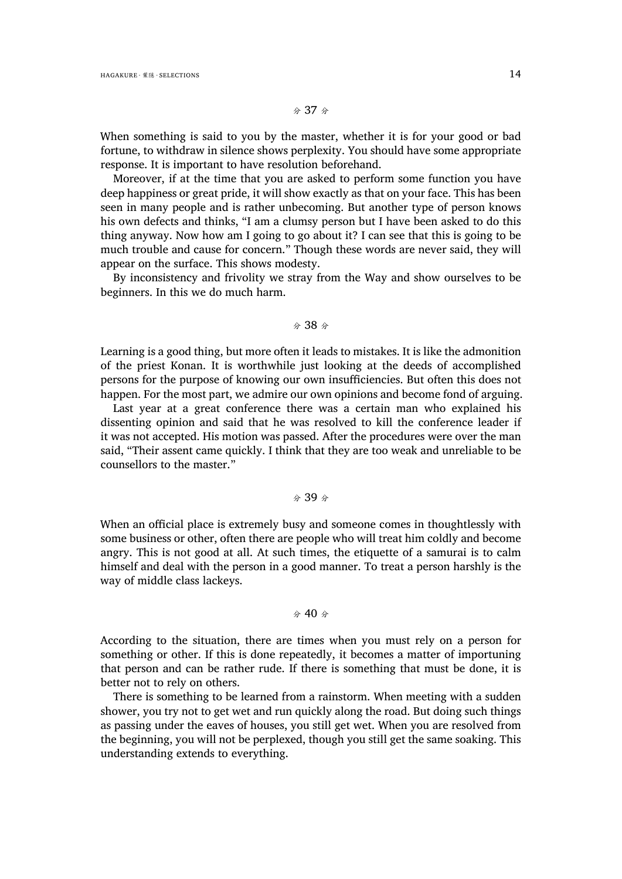## ♧ 37 ♧

When something is said to you by the master, whether it is for your good or bad fortune, to withdraw in silence shows perplexity. You should have some appropriate response. It is important to have resolution beforehand.

Moreover, if at the time that you are asked to perform some function you have deep happiness or great pride, it will show exactly as that on your face. This has been seen in many people and is rather unbecoming. But another type of person knows his own defects and thinks, "I am a clumsy person but I have been asked to do this thing anyway. Now how am I going to go about it? I can see that this is going to be much trouble and cause for concern." Though these words are never said, they will appear on the surface. This shows modesty.

By inconsistency and frivolity we stray from the Way and show ourselves to be beginners. In this we do much harm.

## ♧ 38 ♧

Learning is a good thing, but more often it leads to mistakes. It is like the admonition of the priest Konan. It is worthwhile just looking at the deeds of accomplished persons for the purpose of knowing our own insufficiencies. But often this does not happen. For the most part, we admire our own opinions and become fond of arguing.

Last year at a great conference there was a certain man who explained his dissenting opinion and said that he was resolved to kill the conference leader if it was not accepted. His motion was passed. After the procedures were over the man said, "Their assent came quickly. I think that they are too weak and unreliable to be counsellors to the master."

## ♧ 39 ♧

When an official place is extremely busy and someone comes in thoughtlessly with some business or other, often there are people who will treat him coldly and become angry. This is not good at all. At such times, the etiquette of a samurai is to calm himself and deal with the person in a good manner. To treat a person harshly is the way of middle class lackeys.

## ♧ 40 ♧

According to the situation, there are times when you must rely on a person for something or other. If this is done repeatedly, it becomes a matter of importuning that person and can be rather rude. If there is something that must be done, it is better not to rely on others.

There is something to be learned from a rainstorm. When meeting with a sudden shower, you try not to get wet and run quickly along the road. But doing such things as passing under the eaves of houses, you still get wet. When you are resolved from the beginning, you will not be perplexed, though you still get the same soaking. This understanding extends to everything.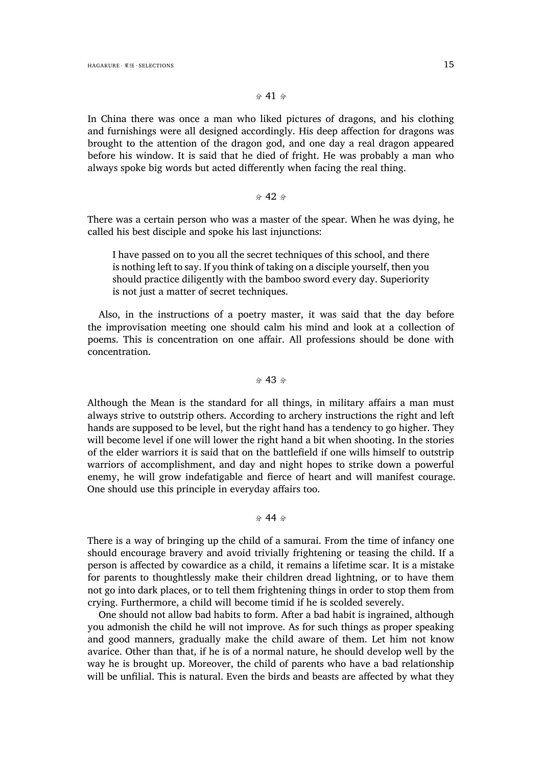## ⁂ 41 ⁂

In China there was once a man who liked pictures of dragons, and his clothing and furnishings were all designed accordingly. His deep affection for dragons was brought to the attention of the dragon god, and one day a real dragon appeared before his window. It is said that he died of fright. He was probably a man who always spoke big words but acted differently when facing the real thing.

## ⁂ 42 ⁂

There was a certain person who was a master of the spear. When he was dying, he called his best disciple and spoke his last injunctions:

> I have passed on to you all the secret techniques of this school, and there is nothing left to say. If you think of taking on a disciple yourself, then you should practice diligently with the bamboo sword every day. Superiority is not just a matter of secret techniques.

Also, in the instructions of a poetry master, it was said that the day before the improvisation meeting one should calm his mind and look at a collection of poems. This is concentration on one affair. All professions should be done with concentration.

## ⁂ 43 ⁂

Although the Mean is the standard for all things, in military affairs a man must always strive to outstrip others. According to archery instructions the right and left hands are supposed to be level, but the right hand has a tendency to go higher. They will become level if one will lower the right hand a bit when shooting. In the stories of the elder warriors it is said that on the battlefield if one wills himself to outstrip warriors of accomplishment, and day and night hopes to strike down a powerful enemy, he will grow indefatigable and fierce of heart and will manifest courage. One should use this principle in everyday affairs too.

## ⁂ 44 ⁂

There is a way of bringing up the child of a samurai. From the time of infancy one should encourage bravery and avoid trivially frightening or teasing the child. If a person is affected by cowardice as a child, it remains a lifetime scar. It is a mistake for parents to thoughtlessly make their children dread lightning, or to have them not go into dark places, or to tell them frightening things in order to stop them from crying. Furthermore, a child will become timid if he is scolded severely.

One should not allow bad habits to form. After a bad habit is ingrained, although you admonish the child he will not improve. As for such things as proper speaking and good manners, gradually make the child aware of them. Let him not know avarice. Other than that, if he is of a normal nature, he should develop well by the way he is brought up. Moreover, the child of parents who have a bad relationship will be unfilial. This is natural. Even the birds and beasts are affected by what they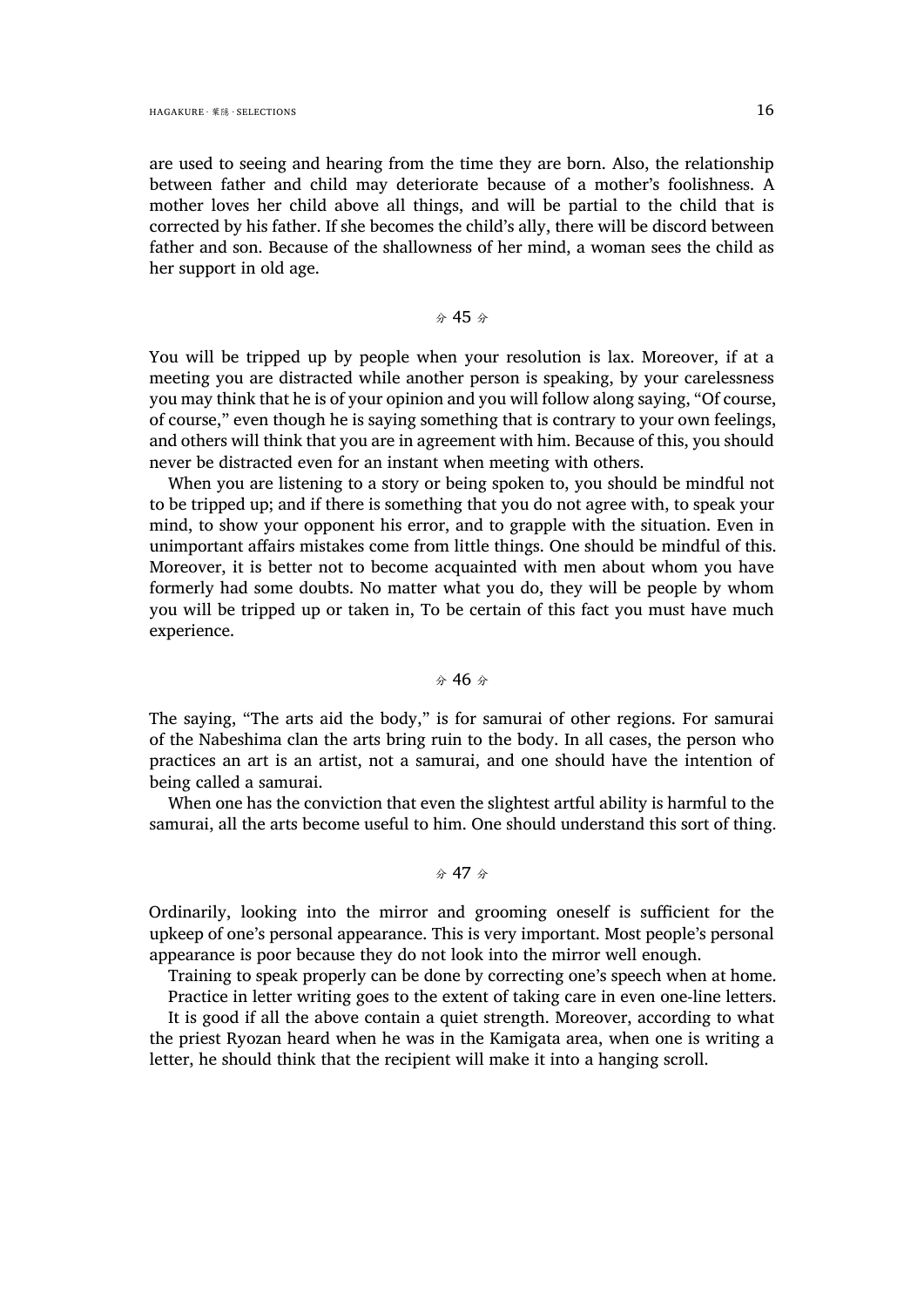are used to seeing and hearing from the time they are born. Also, the relationship between father and child may deteriorate because of a mother's foolishness. A mother loves her child above all things, and will be partial to the child that is corrected by his father. If she becomes the child's ally, there will be discord between father and son. Because of the shallowness of her mind, a woman sees the child as her support in old age.

### 分 45 分

You will be tripped up by people when your resolution is lax. Moreover, if at a meeting you are distracted while another person is speaking, by your carelessness you may think that he is of your opinion and you will follow along saying, "Of course, of course," even though he is saying something that is contrary to your own feelings, and others will think that you are in agreement with him. Because of this, you should never be distracted even for an instant when meeting with others.

When you are listening to a story or being spoken to, you should be mindful not to be tripped up; and if there is something that you do not agree with, to speak your mind, to show your opponent his error, and to grapple with the situation. Even in unimportant affairs mistakes come from little things. One should be mindful of this. Moreover, it is better not to become acquainted with men about whom you have formerly had some doubts. No matter what you do, they will be people by whom you will be tripped up or taken in, To be certain of this fact you must have much experience.

### 分 46 分

The saying, "The arts aid the body," is for samurai of other regions. For samurai of the Nabeshima clan the arts bring ruin to the body. In all cases, the person who practices an art is an artist, not a samurai, and one should have the intention of being called a samurai.

When one has the conviction that even the slightest artful ability is harmful to the samurai, all the arts become useful to him. One should understand this sort of thing.

### 分 47 分

Ordinarily, looking into the mirror and grooming oneself is sufficient for the upkeep of one's personal appearance. This is very important. Most people's personal appearance is poor because they do not look into the mirror well enough.

Training to speak properly can be done by correcting one's speech when at home.

Practice in letter writing goes to the extent of taking care in even one-line letters.

It is good if all the above contain a quiet strength. Moreover, according to what the priest Ryozan heard when he was in the Kamigata area, when one is writing a letter, he should think that the recipient will make it into a hanging scroll.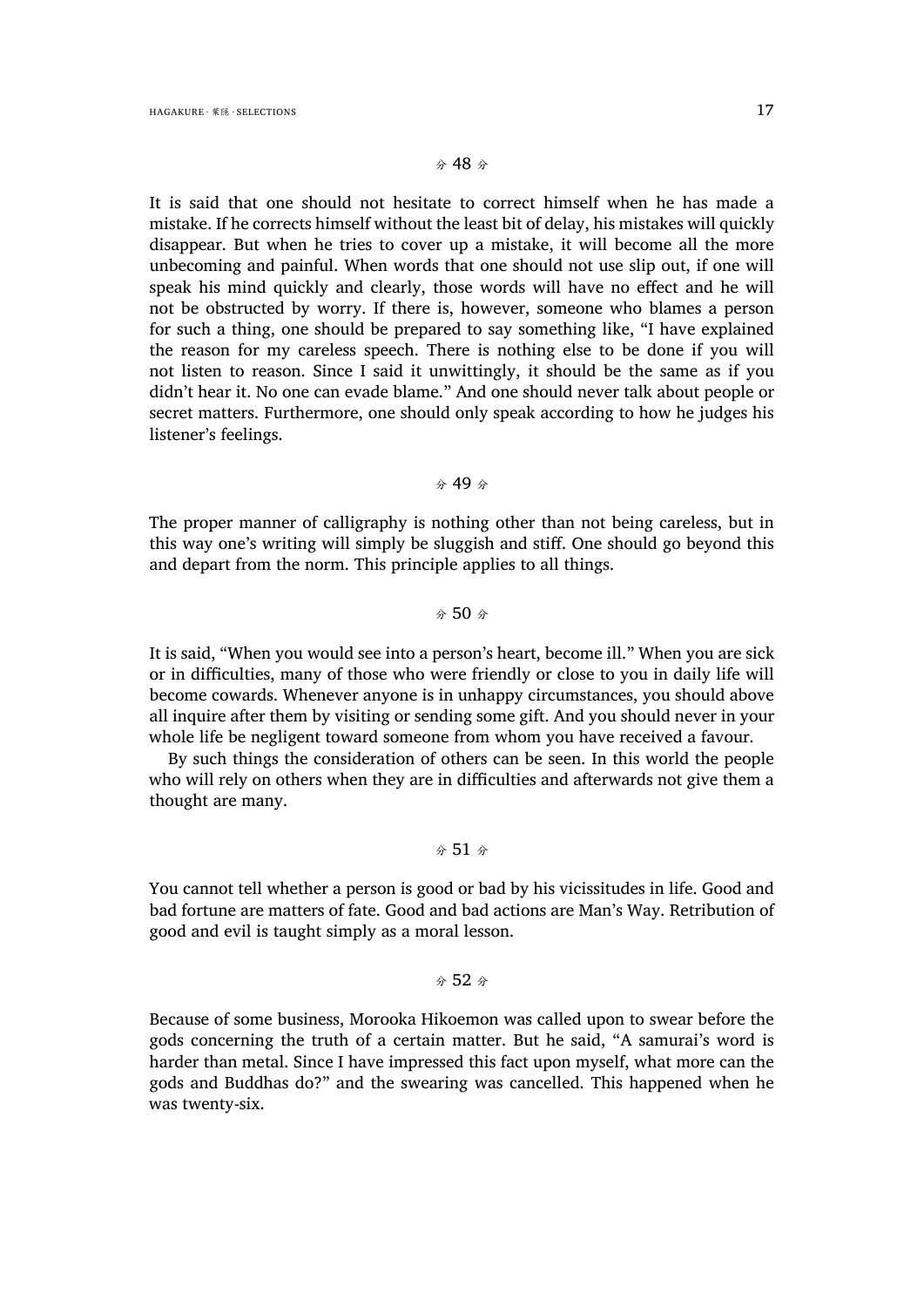❧ 48 ❧

It is said that one should not hesitate to correct himself when he has made a mistake. If he corrects himself without the least bit of delay, his mistakes will quickly disappear. But when he tries to cover up a mistake, it will become all the more unbecoming and painful. When words that one should not use slip out, if one will speak his mind quickly and clearly, those words will have no effect and he will not be obstructed by worry. If there is, however, someone who blames a person for such a thing, one should be prepared to say something like, "I have explained the reason for my careless speech. There is nothing else to be done if you will not listen to reason. Since I said it unwittingly, it should be the same as if you didn't hear it. No one can evade blame." And one should never talk about people or secret matters. Furthermore, one should only speak according to how he judges his listener's feelings.

❧ 49 ❧

The proper manner of calligraphy is nothing other than not being careless, but in this way one's writing will simply be sluggish and stiff. One should go beyond this and depart from the norm. This principle applies to all things.

❧ 50 ❧

It is said, "When you would see into a person's heart, become ill." When you are sick or in difficulties, many of those who were friendly or close to you in daily life will become cowards. Whenever anyone is in unhappy circumstances, you should above all inquire after them by visiting or sending some gift. And you should never in your whole life be negligent toward someone from whom you have received a favour.

By such things the consideration of others can be seen. In this world the people who will rely on others when they are in difficulties and afterwards not give them a thought are many.

❧ 51 ❧

You cannot tell whether a person is good or bad by his vicissitudes in life. Good and bad fortune are matters of fate. Good and bad actions are Man's Way. Retribution of good and evil is taught simply as a moral lesson.

❧ 52 ❧

Because of some business, Morooka Hikoemon was called upon to swear before the gods concerning the truth of a certain matter. But he said, "A samurai's word is harder than metal. Since I have impressed this fact upon myself, what more can the gods and Buddhas do?" and the swearing was cancelled. This happened when he was twenty-six.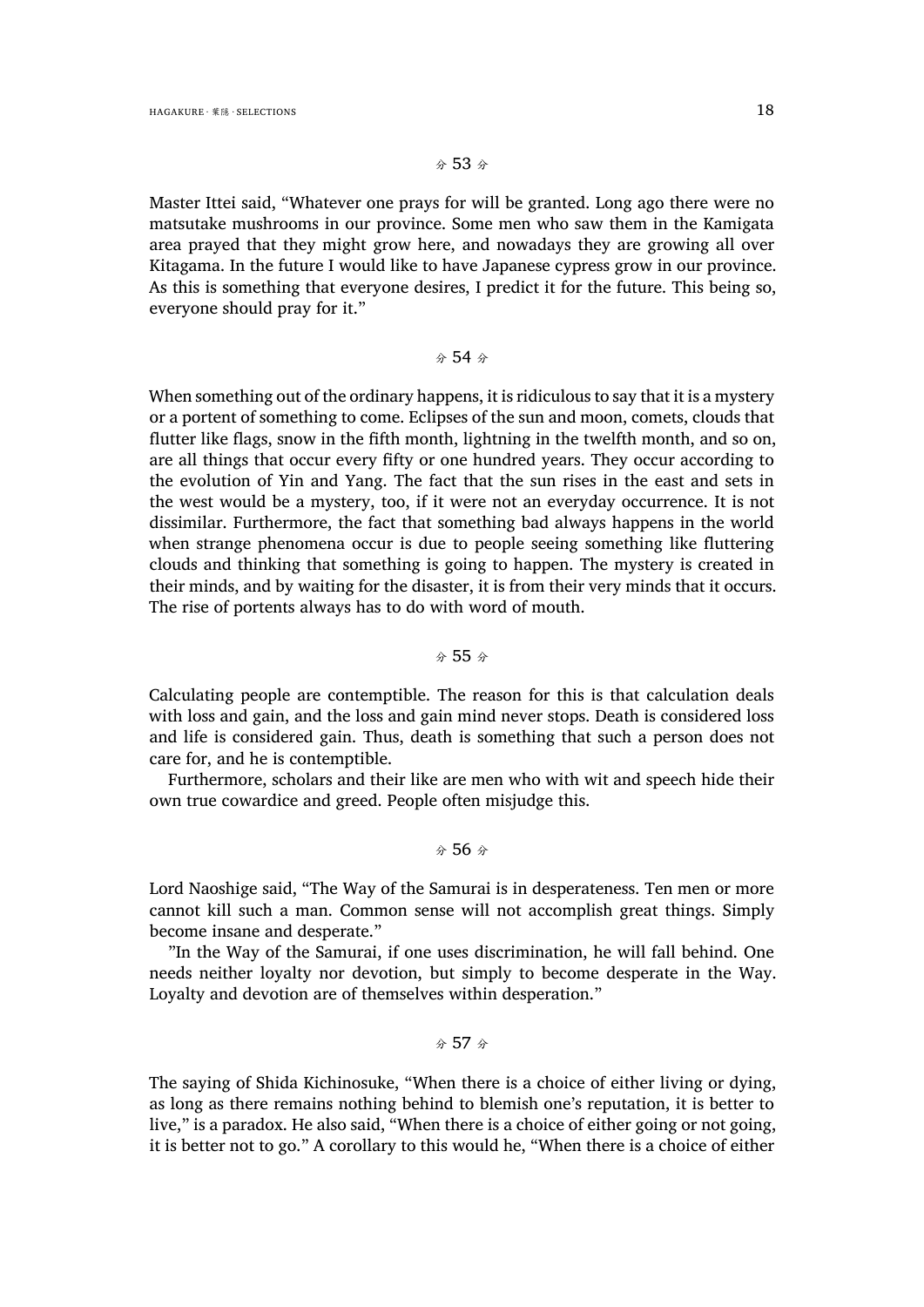分 53 分

Master Ittei said, "Whatever one prays for will be granted. Long ago there were no matsutake mushrooms in our province. Some men who saw them in the Kamigata area prayed that they might grow here, and nowadays they are growing all over Kitagama. In the future I would like to have Japanese cypress grow in our province. As this is something that everyone desires, I predict it for the future. This being so, everyone should pray for it."

分 54 分

When something out of the ordinary happens, it is ridiculous to say that it is a mystery or a portent of something to come. Eclipses of the sun and moon, comets, clouds that flutter like flags, snow in the fifth month, lightning in the twelfth month, and so on, are all things that occur every fifty or one hundred years. They occur according to the evolution of Yin and Yang. The fact that the sun rises in the east and sets in the west would be a mystery, too, if it were not an everyday occurrence. It is not dissimilar. Furthermore, the fact that something bad always happens in the world when strange phenomena occur is due to people seeing something like fluttering clouds and thinking that something is going to happen. The mystery is created in their minds, and by waiting for the disaster, it is from their very minds that it occurs. The rise of portents always has to do with word of mouth.

分 55 分

Calculating people are contemptible. The reason for this is that calculation deals with loss and gain, and the loss and gain mind never stops. Death is considered loss and life is considered gain. Thus, death is something that such a person does not care for, and he is contemptible.

Furthermore, scholars and their like are men who with wit and speech hide their own true cowardice and greed. People often misjudge this.

分 56 分

Lord Naoshige said, "The Way of the Samurai is in desperateness. Ten men or more cannot kill such a man. Common sense will not accomplish great things. Simply become insane and desperate."

"In the Way of the Samurai, if one uses discrimination, he will fall behind. One needs neither loyalty nor devotion, but simply to become desperate in the Way. Loyalty and devotion are of themselves within desperation."

分 57 分

The saying of Shida Kichinosuke, "When there is a choice of either living or dying, as long as there remains nothing behind to blemish one's reputation, it is better to live," is a paradox. He also said, "When there is a choice of either going or not going, it is better not to go." A corollary to this would he, "When there is a choice of either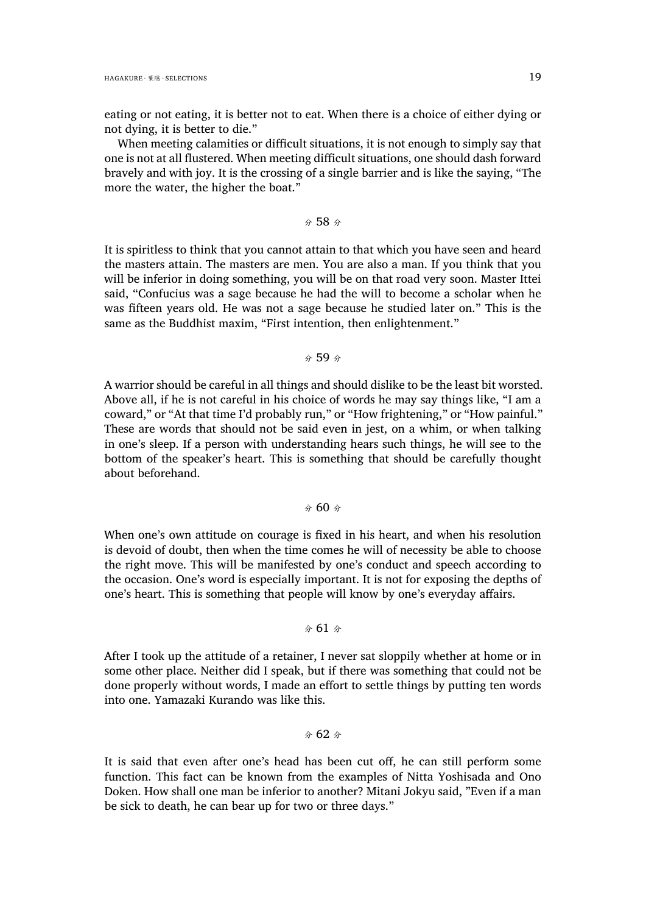eating or not eating, it is better not to eat. When there is a choice of either dying or not dying, it is better to die."

When meeting calamities or difficult situations, it is not enough to simply say that one is not at all flustered. When meeting difficult situations, one should dash forward bravely and with joy. It is the crossing of a single barrier and is like the saying, "The more the water, the higher the boat."

### 58

It is spiritless to think that you cannot attain to that which you have seen and heard the masters attain. The masters are men. You are also a man. If you think that you will be inferior in doing something, you will be on that road very soon. Master Ittei said, "Confucius was a sage because he had the will to become a scholar when he was fifteen years old. He was not a sage because he studied later on." This is the same as the Buddhist maxim, "First intention, then enlightenment."

### 59

A warrior should be careful in all things and should dislike to be the least bit worsted. Above all, if he is not careful in his choice of words he may say things like, "I am a coward," or "At that time I'd probably run," or "How frightening," or "How painful." These are words that should not be said even in jest, on a whim, or when talking in one's sleep. If a person with understanding hears such things, he will see to the bottom of the speaker's heart. This is something that should be carefully thought about beforehand.

### 60

When one's own attitude on courage is fixed in his heart, and when his resolution is devoid of doubt, then when the time comes he will of necessity be able to choose the right move. This will be manifested by one's conduct and speech according to the occasion. One's word is especially important. It is not for exposing the depths of one's heart. This is something that people will know by one's everyday affairs.

### 61

After I took up the attitude of a retainer, I never sat sloppily whether at home or in some other place. Neither did I speak, but if there was something that could not be done properly without words, I made an effort to settle things by putting ten words into one. Yamazaki Kurando was like this.

### 62

It is said that even after one's head has been cut off, he can still perform some function. This fact can be known from the examples of Nitta Yoshisada and Ono Doken. How shall one man be inferior to another? Mitani Jokyu said, "Even if a man be sick to death, he can bear up for two or three days."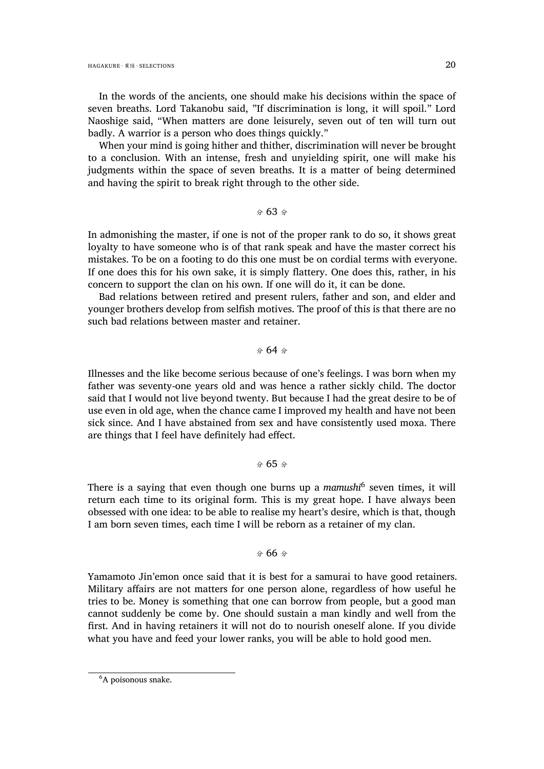In the words of the ancients, one should make his decisions within the space of seven breaths. Lord Takanobu said, "If discrimination is long, it will spoil." Lord Naoshige said, "When matters are done leisurely, seven out of ten will turn out badly. A warrior is a person who does things quickly."

When your mind is going hither and thither, discrimination will never be brought to a conclusion. With an intense, fresh and unyielding spirit, one will make his judgments within the space of seven breaths. It is a matter of being determined and having the spirit to break right through to the other side.

<center>分 63 分</center>

In admonishing the master, if one is not of the proper rank to do so, it shows great loyalty to have someone who is of that rank speak and have the master correct his mistakes. To be on a footing to do this one must be on cordial terms with everyone. If one does this for his own sake, it is simply flattery. One does this, rather, in his concern to support the clan on his own. If one will do it, it can be done.

Bad relations between retired and present rulers, father and son, and elder and younger brothers develop from selfish motives. The proof of this is that there are no such bad relations between master and retainer.

<center>分 64 分</center>

Illnesses and the like become serious because of one's feelings. I was born when my father was seventy-one years old and was hence a rather sickly child. The doctor said that I would not live beyond twenty. But because I had the great desire to be of use even in old age, when the chance came I improved my health and have not been sick since. And I have abstained from sex and have consistently used moxa. There are things that I feel have definitely had effect.

<center>分 65 分</center>

There is a saying that even though one burns up a *mamushi*[6] seven times, it will return each time to its original form. This is my great hope. I have always been obsessed with one idea: to be able to realise my heart's desire, which is that, though I am born seven times, each time I will be reborn as a retainer of my clan.

<center>分 66 分</center>

Yamamoto Jin'emon once said that it is best for a samurai to have good retainers. Military affairs are not matters for one person alone, regardless of how useful he tries to be. Money is something that one can borrow from people, but a good man cannot suddenly be come by. One should sustain a man kindly and well from the first. And in having retainers it will not do to nourish oneself alone. If you divide what you have and feed your lower ranks, you will be able to hold good men.

---

[6] A poisonous snake.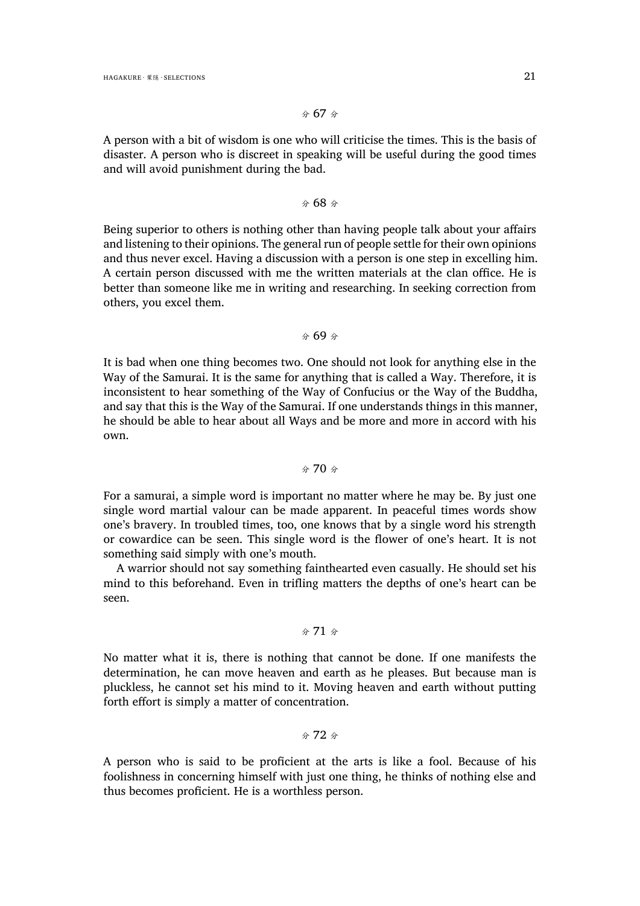❧ 67 ❧

A person with a bit of wisdom is one who will criticise the times. This is the basis of disaster. A person who is discreet in speaking will be useful during the good times and will avoid punishment during the bad.

❧ 68 ❧

Being superior to others is nothing other than having people talk about your affairs and listening to their opinions. The general run of people settle for their own opinions and thus never excel. Having a discussion with a person is one step in excelling him. A certain person discussed with me the written materials at the clan office. He is better than someone like me in writing and researching. In seeking correction from others, you excel them.

❧ 69 ❧

It is bad when one thing becomes two. One should not look for anything else in the Way of the Samurai. It is the same for anything that is called a Way. Therefore, it is inconsistent to hear something of the Way of Confucius or the Way of the Buddha, and say that this is the Way of the Samurai. If one understands things in this manner, he should be able to hear about all Ways and be more and more in accord with his own.

❧ 70 ❧

For a samurai, a simple word is important no matter where he may be. By just one single word martial valour can be made apparent. In peaceful times words show one's bravery. In troubled times, too, one knows that by a single word his strength or cowardice can be seen. This single word is the flower of one's heart. It is not something said simply with one's mouth.

A warrior should not say something fainthearted even casually. He should set his mind to this beforehand. Even in trifling matters the depths of one's heart can be seen.

❧ 71 ❧

No matter what it is, there is nothing that cannot be done. If one manifests the determination, he can move heaven and earth as he pleases. But because man is pluckless, he cannot set his mind to it. Moving heaven and earth without putting forth effort is simply a matter of concentration.

❧ 72 ❧

A person who is said to be proficient at the arts is like a fool. Because of his foolishness in concerning himself with just one thing, he thinks of nothing else and thus becomes proficient. He is a worthless person.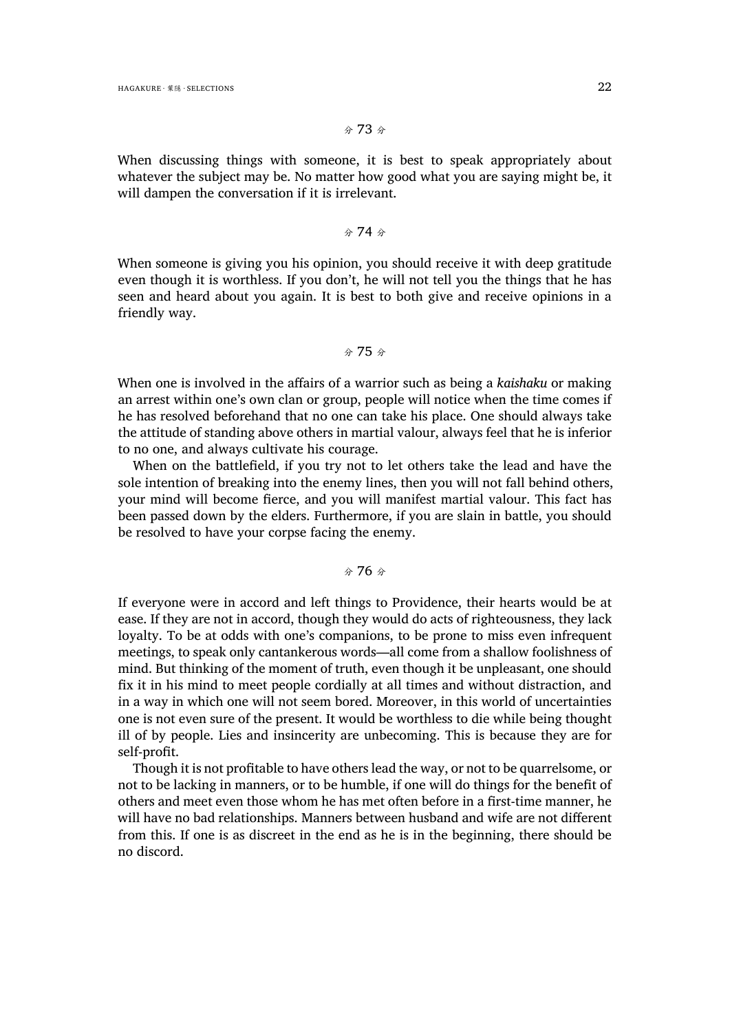### 分 73 分

When discussing things with someone, it is best to speak appropriately about whatever the subject may be. No matter how good what you are saying might be, it will dampen the conversation if it is irrelevant.

### 分 74 分

When someone is giving you his opinion, you should receive it with deep gratitude even though it is worthless. If you don't, he will not tell you the things that he has seen and heard about you again. It is best to both give and receive opinions in a friendly way.

### 分 75 分

When one is involved in the affairs of a warrior such as being a *kaishaku* or making an arrest within one's own clan or group, people will notice when the time comes if he has resolved beforehand that no one can take his place. One should always take the attitude of standing above others in martial valour, always feel that he is inferior to no one, and always cultivate his courage.

When on the battlefield, if you try not to let others take the lead and have the sole intention of breaking into the enemy lines, then you will not fall behind others, your mind will become fierce, and you will manifest martial valour. This fact has been passed down by the elders. Furthermore, if you are slain in battle, you should be resolved to have your corpse facing the enemy.

### 分 76 分

If everyone were in accord and left things to Providence, their hearts would be at ease. If they are not in accord, though they would do acts of righteousness, they lack loyalty. To be at odds with one's companions, to be prone to miss even infrequent meetings, to speak only cantankerous words—all come from a shallow foolishness of mind. But thinking of the moment of truth, even though it be unpleasant, one should fix it in his mind to meet people cordially at all times and without distraction, and in a way in which one will not seem bored. Moreover, in this world of uncertainties one is not even sure of the present. It would be worthless to die while being thought ill of by people. Lies and insincerity are unbecoming. This is because they are for self-profit.

Though it is not profitable to have others lead the way, or not to be quarrelsome, or not to be lacking in manners, or to be humble, if one will do things for the benefit of others and meet even those whom he has met often before in a first-time manner, he will have no bad relationships. Manners between husband and wife are not different from this. If one is as discreet in the end as he is in the beginning, there should be no discord.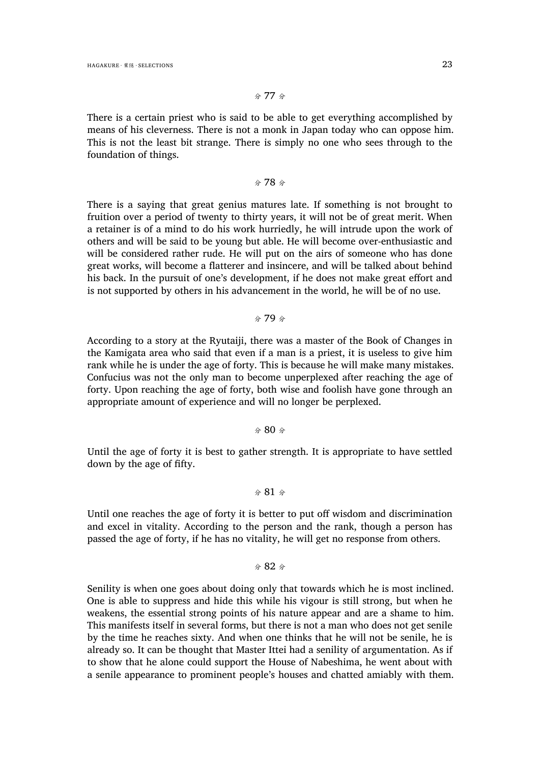## ⸎ 77 ⸎

There is a certain priest who is said to be able to get everything accomplished by means of his cleverness. There is not a monk in Japan today who can oppose him. This is not the least bit strange. There is simply no one who sees through to the foundation of things.

## ⸎ 78 ⸎

There is a saying that great genius matures late. If something is not brought to fruition over a period of twenty to thirty years, it will not be of great merit. When a retainer is of a mind to do his work hurriedly, he will intrude upon the work of others and will be said to be young but able. He will become over-enthusiastic and will be considered rather rude. He will put on the airs of someone who has done great works, will become a flatterer and insincere, and will be talked about behind his back. In the pursuit of one's development, if he does not make great effort and is not supported by others in his advancement in the world, he will be of no use.

## ⸎ 79 ⸎

According to a story at the Ryutaiji, there was a master of the Book of Changes in the Kamigata area who said that even if a man is a priest, it is useless to give him rank while he is under the age of forty. This is because he will make many mistakes. Confucius was not the only man to become unperplexed after reaching the age of forty. Upon reaching the age of forty, both wise and foolish have gone through an appropriate amount of experience and will no longer be perplexed.

## ⸎ 80 ⸎

Until the age of forty it is best to gather strength. It is appropriate to have settled down by the age of fifty.

## ⸎ 81 ⸎

Until one reaches the age of forty it is better to put off wisdom and discrimination and excel in vitality. According to the person and the rank, though a person has passed the age of forty, if he has no vitality, he will get no response from others.

## ⸎ 82 ⸎

Senility is when one goes about doing only that towards which he is most inclined. One is able to suppress and hide this while his vigour is still strong, but when he weakens, the essential strong points of his nature appear and are a shame to him. This manifests itself in several forms, but there is not a man who does not get senile by the time he reaches sixty. And when one thinks that he will not be senile, he is already so. It can be thought that Master Ittei had a senility of argumentation. As if to show that he alone could support the House of Nabeshima, he went about with a senile appearance to prominent people's houses and chatted amiably with them.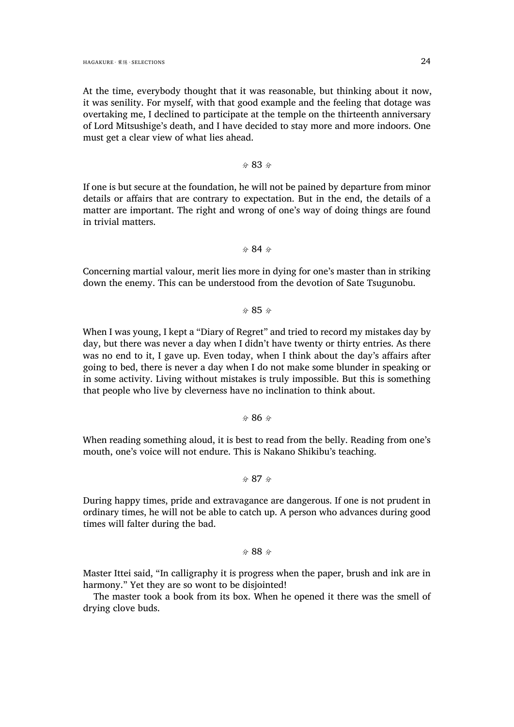At the time, everybody thought that it was reasonable, but thinking about it now, it was senility. For myself, with that good example and the feeling that dotage was overtaking me, I declined to participate at the temple on the thirteenth anniversary of Lord Mitsushige's death, and I have decided to stay more and more indoors. One must get a clear view of what lies ahead.

⽝ 83 ⽝

If one is but secure at the foundation, he will not be pained by departure from minor details or affairs that are contrary to expectation. But in the end, the details of a matter are important. The right and wrong of one's way of doing things are found in trivial matters.

⽝ 84 ⽝

Concerning martial valour, merit lies more in dying for one's master than in striking down the enemy. This can be understood from the devotion of Sate Tsugunobu.

⽝ 85 ⽝

When I was young, I kept a "Diary of Regret" and tried to record my mistakes day by day, but there was never a day when I didn't have twenty or thirty entries. As there was no end to it, I gave up. Even today, when I think about the day's affairs after going to bed, there is never a day when I do not make some blunder in speaking or in some activity. Living without mistakes is truly impossible. But this is something that people who live by cleverness have no inclination to think about.

⽝ 86 ⽝

When reading something aloud, it is best to read from the belly. Reading from one's mouth, one's voice will not endure. This is Nakano Shikibu's teaching.

⽝ 87 ⽝

During happy times, pride and extravagance are dangerous. If one is not prudent in ordinary times, he will not be able to catch up. A person who advances during good times will falter during the bad.

⽝ 88 ⽝

Master Ittei said, "In calligraphy it is progress when the paper, brush and ink are in harmony." Yet they are so wont to be disjointed!

The master took a book from its box. When he opened it there was the smell of drying clove buds.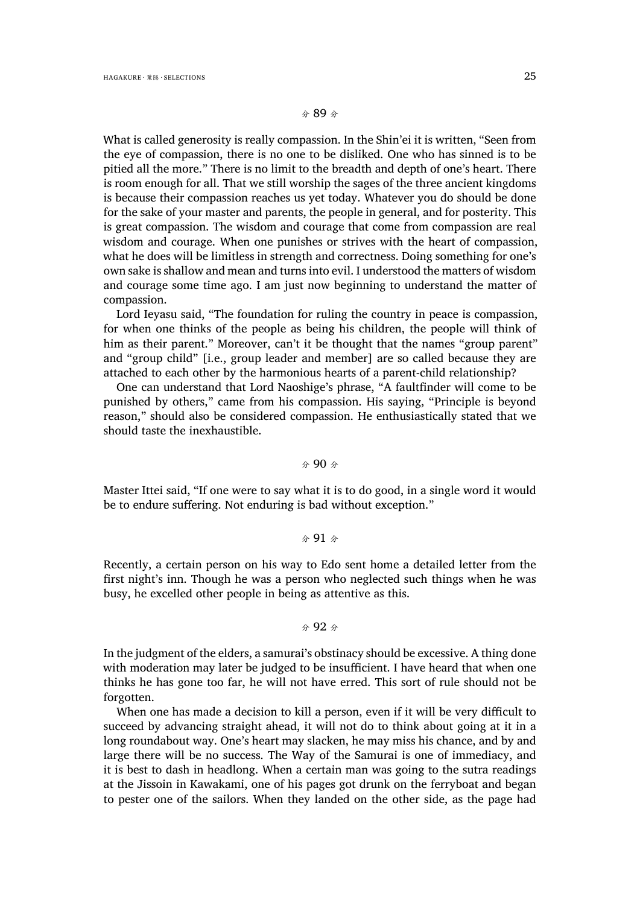❦ 89 ❦

What is called generosity is really compassion. In the Shin'ei it is written, "Seen from the eye of compassion, there is no one to be disliked. One who has sinned is to be pitied all the more." There is no limit to the breadth and depth of one's heart. There is room enough for all. That we still worship the sages of the three ancient kingdoms is because their compassion reaches us yet today. Whatever you do should be done for the sake of your master and parents, the people in general, and for posterity. This is great compassion. The wisdom and courage that come from compassion are real wisdom and courage. When one punishes or strives with the heart of compassion, what he does will be limitless in strength and correctness. Doing something for one's own sake is shallow and mean and turns into evil. I understood the matters of wisdom and courage some time ago. I am just now beginning to understand the matter of compassion.

Lord Ieyasu said, "The foundation for ruling the country in peace is compassion, for when one thinks of the people as being his children, the people will think of him as their parent." Moreover, can't it be thought that the names "group parent" and "group child" [i.e., group leader and member] are so called because they are attached to each other by the harmonious hearts of a parent-child relationship?

One can understand that Lord Naoshige's phrase, "A faultfinder will come to be punished by others," came from his compassion. His saying, "Principle is beyond reason," should also be considered compassion. He enthusiastically stated that we should taste the inexhaustible.

❦ 90 ❦

Master Ittei said, "If one were to say what it is to do good, in a single word it would be to endure suffering. Not enduring is bad without exception."

❦ 91 ❦

Recently, a certain person on his way to Edo sent home a detailed letter from the first night's inn. Though he was a person who neglected such things when he was busy, he excelled other people in being as attentive as this.

❦ 92 ❦

In the judgment of the elders, a samurai's obstinacy should be excessive. A thing done with moderation may later be judged to be insufficient. I have heard that when one thinks he has gone too far, he will not have erred. This sort of rule should not be forgotten.

When one has made a decision to kill a person, even if it will be very difficult to succeed by advancing straight ahead, it will not do to think about going at it in a long roundabout way. One's heart may slacken, he may miss his chance, and by and large there will be no success. The Way of the Samurai is one of immediacy, and it is best to dash in headlong. When a certain man was going to the sutra readings at the Jissoin in Kawakami, one of his pages got drunk on the ferryboat and began to pester one of the sailors. When they landed on the other side, as the page had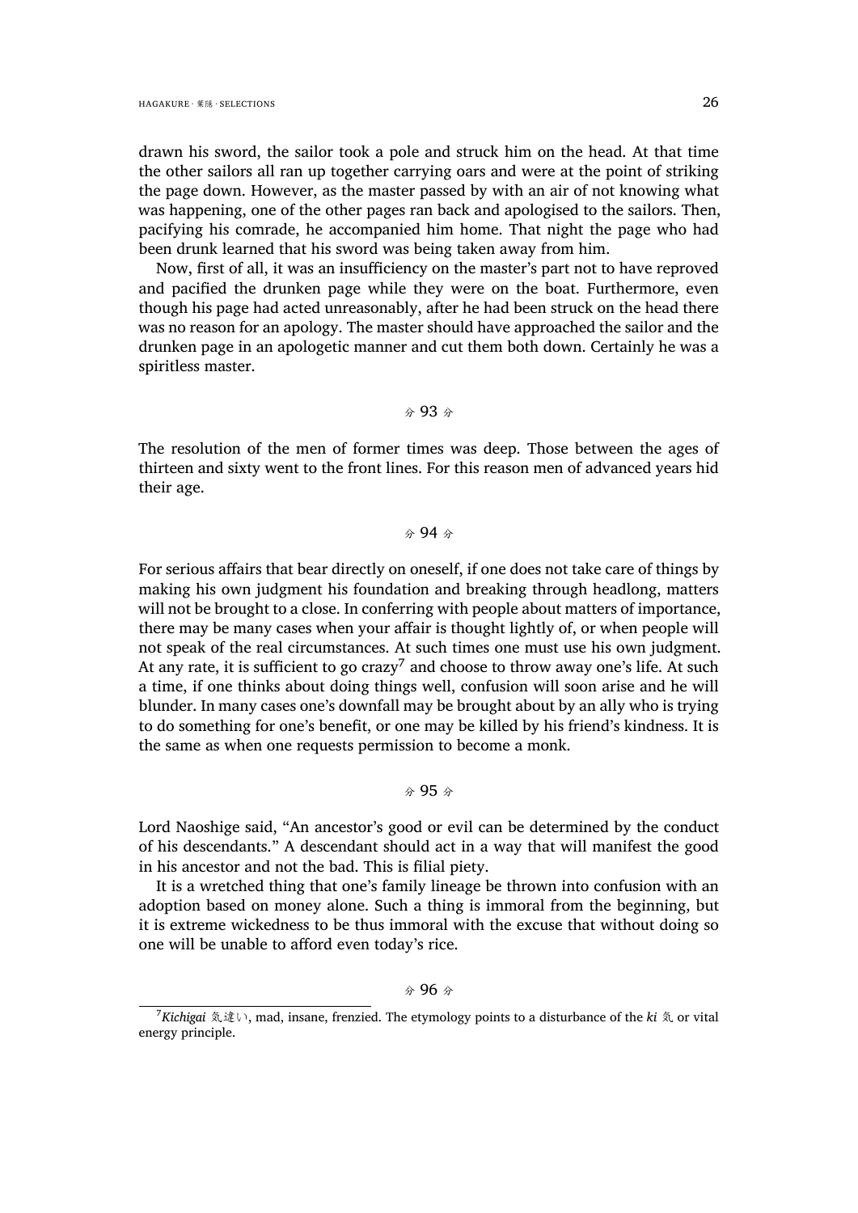drawn his sword, the sailor took a pole and struck him on the head. At that time the other sailors all ran up together carrying oars and were at the point of striking the page down. However, as the master passed by with an air of not knowing what was happening, one of the other pages ran back and apologised to the sailors. Then, pacifying his comrade, he accompanied him home. That night the page who had been drunk learned that his sword was being taken away from him.

Now, first of all, it was an insufficiency on the master's part not to have reproved and pacified the drunken page while they were on the boat. Furthermore, even though his page had acted unreasonably, after he had been struck on the head there was no reason for an apology. The master should have approached the sailor and the drunken page in an apologetic manner and cut them both down. Certainly he was a spiritless master.

### ⚘ 93 ⚘

The resolution of the men of former times was deep. Those between the ages of thirteen and sixty went to the front lines. For this reason men of advanced years hid their age.

### ⚘ 94 ⚘

For serious affairs that bear directly on oneself, if one does not take care of things by making his own judgment his foundation and breaking through headlong, matters will not be brought to a close. In conferring with people about matters of importance, there may be many cases when your affair is thought lightly of, or when people will not speak of the real circumstances. At such times one must use his own judgment. At any rate, it is sufficient to go crazy[7] and choose to throw away one's life. At such a time, if one thinks about doing things well, confusion will soon arise and he will blunder. In many cases one's downfall may be brought about by an ally who is trying to do something for one's benefit, or one may be killed by his friend's kindness. It is the same as when one requests permission to become a monk.

### ⚘ 95 ⚘

Lord Naoshige said, "An ancestor's good or evil can be determined by the conduct of his descendants." A descendant should act in a way that will manifest the good in his ancestor and not the bad. This is filial piety.

It is a wretched thing that one's family lineage be thrown into confusion with an adoption based on money alone. Such a thing is immoral from the beginning, but it is extreme wickedness to be thus immoral with the excuse that without doing so one will be unable to afford even today's rice.

### ⚘ 96 ⚘

[7] *Kichigai* 気違い, mad, insane, frenzied. The etymology points to a disturbance of the *ki* 気 or vital energy principle.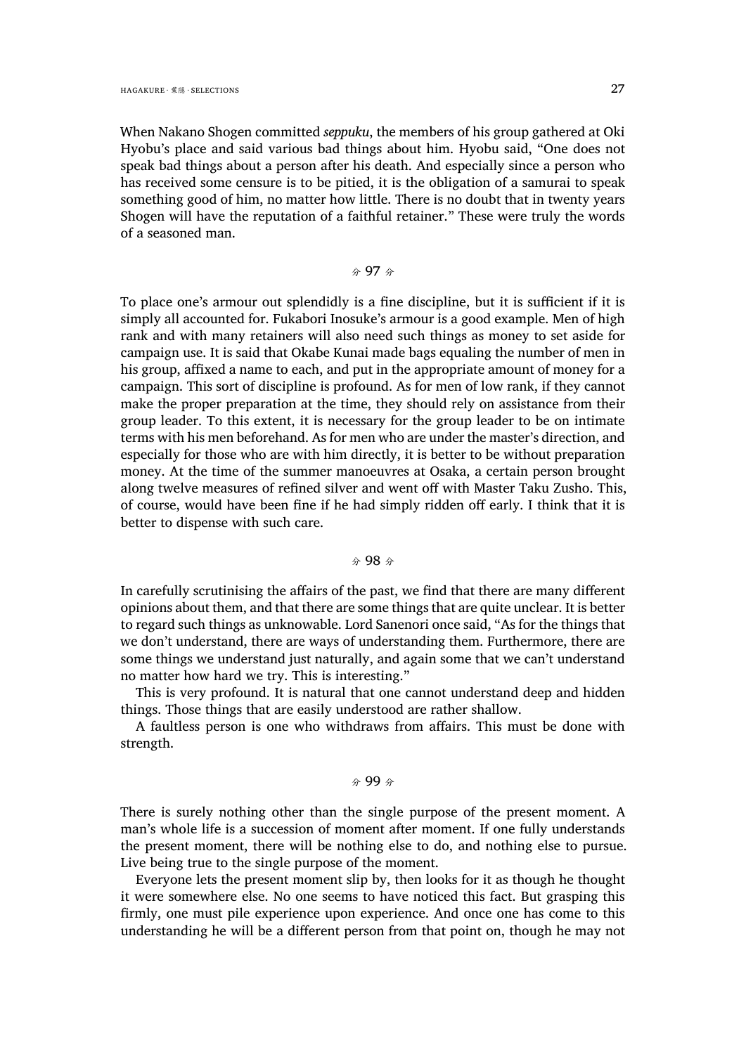When Nakano Shogen committed *seppuku*, the members of his group gathered at Oki Hyobu's place and said various bad things about him. Hyobu said, "One does not speak bad things about a person after his death. And especially since a person who has received some censure is to be pitied, it is the obligation of a samurai to speak something good of him, no matter how little. There is no doubt that in twenty years Shogen will have the reputation of a faithful retainer." These were truly the words of a seasoned man.

## 分 97 分

To place one's armour out splendidly is a fine discipline, but it is sufficient if it is simply all accounted for. Fukabori Inosuke's armour is a good example. Men of high rank and with many retainers will also need such things as money to set aside for campaign use. It is said that Okabe Kunai made bags equaling the number of men in his group, affixed a name to each, and put in the appropriate amount of money for a campaign. This sort of discipline is profound. As for men of low rank, if they cannot make the proper preparation at the time, they should rely on assistance from their group leader. To this extent, it is necessary for the group leader to be on intimate terms with his men beforehand. As for men who are under the master's direction, and especially for those who are with him directly, it is better to be without preparation money. At the time of the summer manoeuvres at Osaka, a certain person brought along twelve measures of refined silver and went off with Master Taku Zusho. This, of course, would have been fine if he had simply ridden off early. I think that it is better to dispense with such care.

## 分 98 分

In carefully scrutinising the affairs of the past, we find that there are many different opinions about them, and that there are some things that are quite unclear. It is better to regard such things as unknowable. Lord Sanenori once said, "As for the things that we don't understand, there are ways of understanding them. Furthermore, there are some things we understand just naturally, and again some that we can't understand no matter how hard we try. This is interesting."

This is very profound. It is natural that one cannot understand deep and hidden things. Those things that are easily understood are rather shallow.

A faultless person is one who withdraws from affairs. This must be done with strength.

## 分 99 分

There is surely nothing other than the single purpose of the present moment. A man's whole life is a succession of moment after moment. If one fully understands the present moment, there will be nothing else to do, and nothing else to pursue. Live being true to the single purpose of the moment.

Everyone lets the present moment slip by, then looks for it as though he thought it were somewhere else. No one seems to have noticed this fact. But grasping this firmly, one must pile experience upon experience. And once one has come to this understanding he will be a different person from that point on, though he may not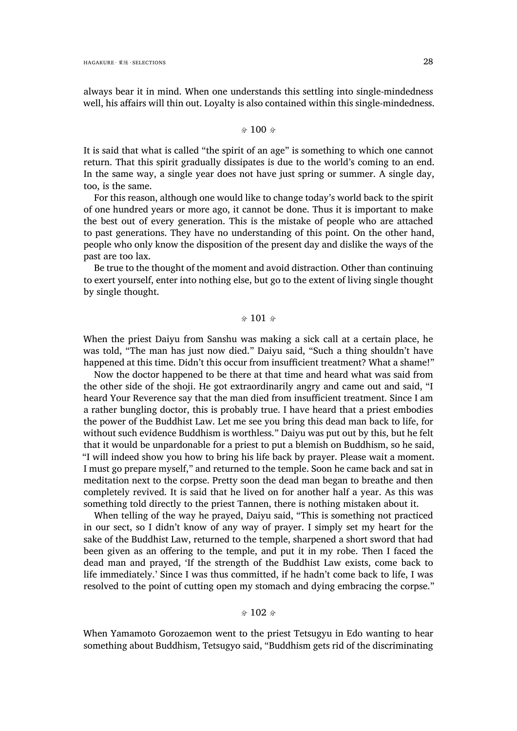always bear it in mind. When one understands this settling into single-mindedness well, his affairs will thin out. Loyalty is also contained within this single-mindedness.

## ❧ 100 ❧

It is said that what is called “the spirit of an age” is something to which one cannot return. That this spirit gradually dissipates is due to the world’s coming to an end. In the same way, a single year does not have just spring or summer. A single day, too, is the same.

For this reason, although one would like to change today’s world back to the spirit of one hundred years or more ago, it cannot be done. Thus it is important to make the best out of every generation. This is the mistake of people who are attached to past generations. They have no understanding of this point. On the other hand, people who only know the disposition of the present day and dislike the ways of the past are too lax.

Be true to the thought of the moment and avoid distraction. Other than continuing to exert yourself, enter into nothing else, but go to the extent of living single thought by single thought.

## ❧ 101 ❧

When the priest Daiyu from Sanshu was making a sick call at a certain place, he was told, “The man has just now died.” Daiyu said, “Such a thing shouldn’t have happened at this time. Didn’t this occur from insufficient treatment? What a shame!”

Now the doctor happened to be there at that time and heard what was said from the other side of the shoji. He got extraordinarily angry and came out and said, “I heard Your Reverence say that the man died from insufficient treatment. Since I am a rather bungling doctor, this is probably true. I have heard that a priest embodies the power of the Buddhist Law. Let me see you bring this dead man back to life, for without such evidence Buddhism is worthless.” Daiyu was put out by this, but he felt that it would be unpardonable for a priest to put a blemish on Buddhism, so he said, “I will indeed show you how to bring his life back by prayer. Please wait a moment. I must go prepare myself,” and returned to the temple. Soon he came back and sat in meditation next to the corpse. Pretty soon the dead man began to breathe and then completely revived. It is said that he lived on for another half a year. As this was something told directly to the priest Tannen, there is nothing mistaken about it.

When telling of the way he prayed, Daiyu said, “This is something not practiced in our sect, so I didn’t know of any way of prayer. I simply set my heart for the sake of the Buddhist Law, returned to the temple, sharpened a short sword that had been given as an offering to the temple, and put it in my robe. Then I faced the dead man and prayed, ‘If the strength of the Buddhist Law exists, come back to life immediately.’ Since I was thus committed, if he hadn’t come back to life, I was resolved to the point of cutting open my stomach and dying embracing the corpse.”

## ❧ 102 ❧

When Yamamoto Gorozaemon went to the priest Tetsugyu in Edo wanting to hear something about Buddhism, Tetsugyo said, “Buddhism gets rid of the discriminating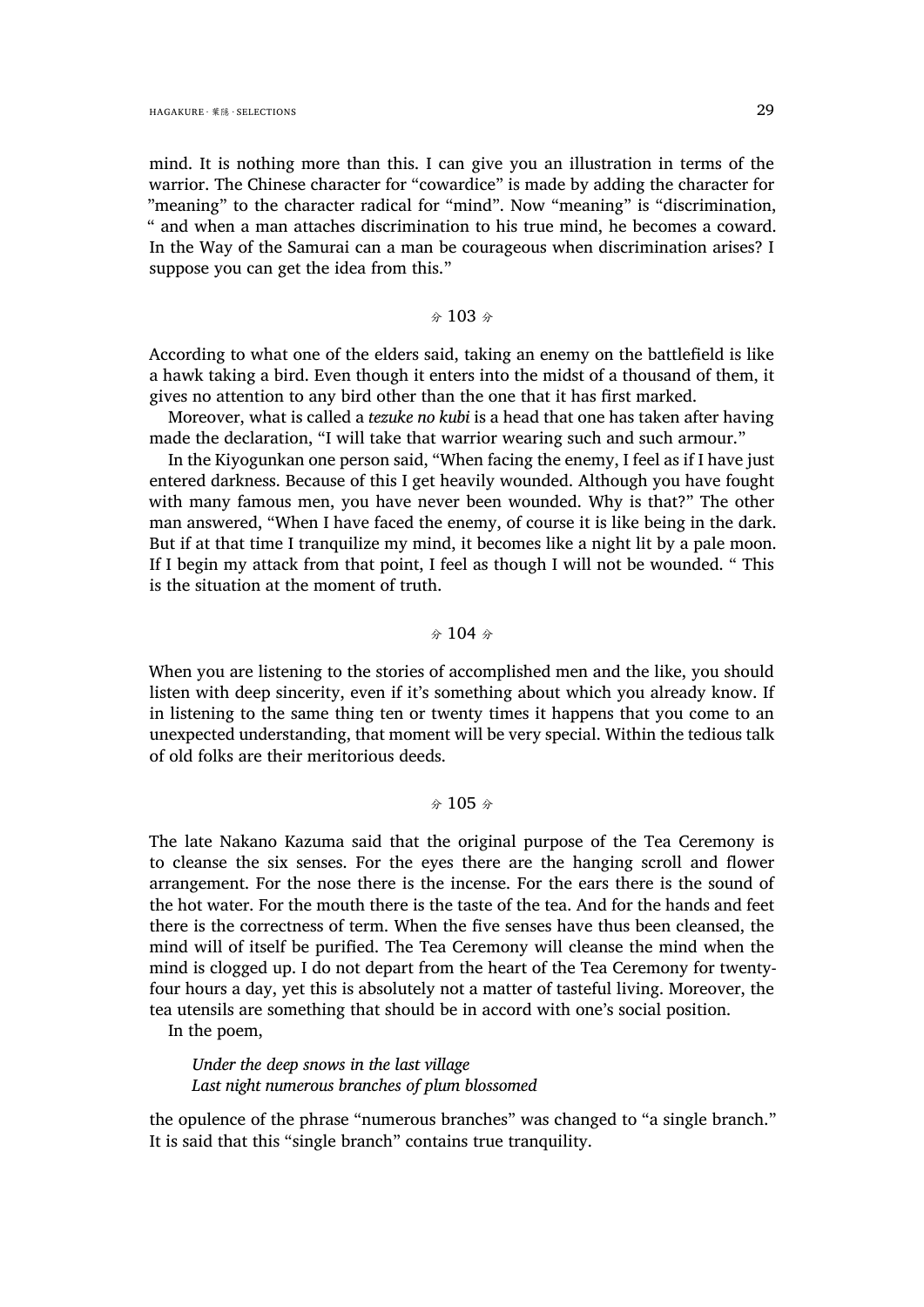mind. It is nothing more than this. I can give you an illustration in terms of the warrior. The Chinese character for "cowardice" is made by adding the character for "meaning" to the character radical for "mind". Now "meaning" is "discrimination, " and when a man attaches discrimination to his true mind, he becomes a coward. In the Way of the Samurai can a man be courageous when discrimination arises? I suppose you can get the idea from this."

<center>❧ 103 ❧</center>

According to what one of the elders said, taking an enemy on the battlefield is like a hawk taking a bird. Even though it enters into the midst of a thousand of them, it gives no attention to any bird other than the one that it has first marked.

Moreover, what is called a *tezuke no kubi* is a head that one has taken after having made the declaration, "I will take that warrior wearing such and such armour."

In the Kiyogunkan one person said, "When facing the enemy, I feel as if I have just entered darkness. Because of this I get heavily wounded. Although you have fought with many famous men, you have never been wounded. Why is that?" The other man answered, "When I have faced the enemy, of course it is like being in the dark. But if at that time I tranquilize my mind, it becomes like a night lit by a pale moon. If I begin my attack from that point, I feel as though I will not be wounded. " This is the situation at the moment of truth.

<center>❧ 104 ❧</center>

When you are listening to the stories of accomplished men and the like, you should listen with deep sincerity, even if it's something about which you already know. If in listening to the same thing ten or twenty times it happens that you come to an unexpected understanding, that moment will be very special. Within the tedious talk of old folks are their meritorious deeds.

<center>❧ 105 ❧</center>

The late Nakano Kazuma said that the original purpose of the Tea Ceremony is to cleanse the six senses. For the eyes there are the hanging scroll and flower arrangement. For the nose there is the incense. For the ears there is the sound of the hot water. For the mouth there is the taste of the tea. And for the hands and feet there is the correctness of term. When the five senses have thus been cleansed, the mind will of itself be purified. The Tea Ceremony will cleanse the mind when the mind is clogged up. I do not depart from the heart of the Tea Ceremony for twenty-four hours a day, yet this is absolutely not a matter of tasteful living. Moreover, the tea utensils are something that should be in accord with one's social position.

In the poem,

> *Under the deep snows in the last village*
> *Last night numerous branches of plum blossomed*

the opulence of the phrase "numerous branches" was changed to "a single branch." It is said that this "single branch" contains true tranquility.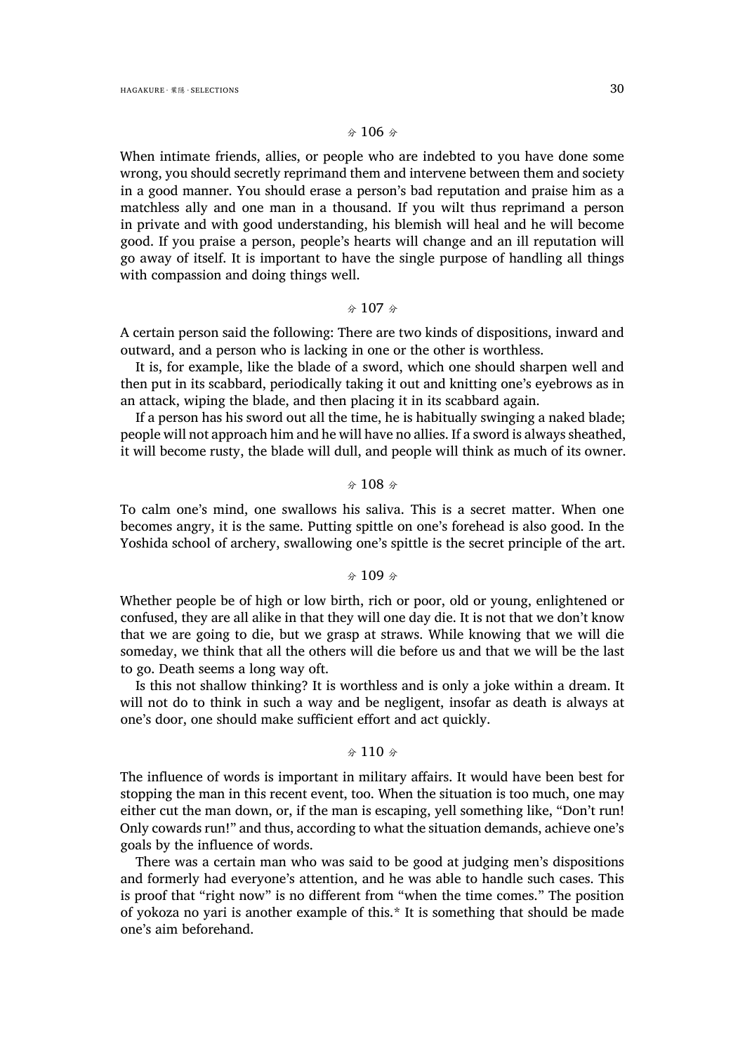❧ 106 ❧

When intimate friends, allies, or people who are indebted to you have done some wrong, you should secretly reprimand them and intervene between them and society in a good manner. You should erase a person's bad reputation and praise him as a matchless ally and one man in a thousand. If you wilt thus reprimand a person in private and with good understanding, his blemish will heal and he will become good. If you praise a person, people's hearts will change and an ill reputation will go away of itself. It is important to have the single purpose of handling all things with compassion and doing things well.

❧ 107 ❧

A certain person said the following: There are two kinds of dispositions, inward and outward, and a person who is lacking in one or the other is worthless.

It is, for example, like the blade of a sword, which one should sharpen well and then put in its scabbard, periodically taking it out and knitting one's eyebrows as in an attack, wiping the blade, and then placing it in its scabbard again.

If a person has his sword out all the time, he is habitually swinging a naked blade; people will not approach him and he will have no allies. If a sword is always sheathed, it will become rusty, the blade will dull, and people will think as much of its owner.

❧ 108 ❧

To calm one's mind, one swallows his saliva. This is a secret matter. When one becomes angry, it is the same. Putting spittle on one's forehead is also good. In the Yoshida school of archery, swallowing one's spittle is the secret principle of the art.

❧ 109 ❧

Whether people be of high or low birth, rich or poor, old or young, enlightened or confused, they are all alike in that they will one day die. It is not that we don't know that we are going to die, but we grasp at straws. While knowing that we will die someday, we think that all the others will die before us and that we will be the last to go. Death seems a long way oft.

Is this not shallow thinking? It is worthless and is only a joke within a dream. It will not do to think in such a way and be negligent, insofar as death is always at one's door, one should make sufficient effort and act quickly.

❧ 110 ❧

The influence of words is important in military affairs. It would have been best for stopping the man in this recent event, too. When the situation is too much, one may either cut the man down, or, if the man is escaping, yell something like, "Don't run! Only cowards run!" and thus, according to what the situation demands, achieve one's goals by the influence of words.

There was a certain man who was said to be good at judging men's dispositions and formerly had everyone's attention, and he was able to handle such cases. This is proof that "right now" is no different from "when the time comes." The position of yokoza no yari is another example of this.* It is something that should be made one's aim beforehand.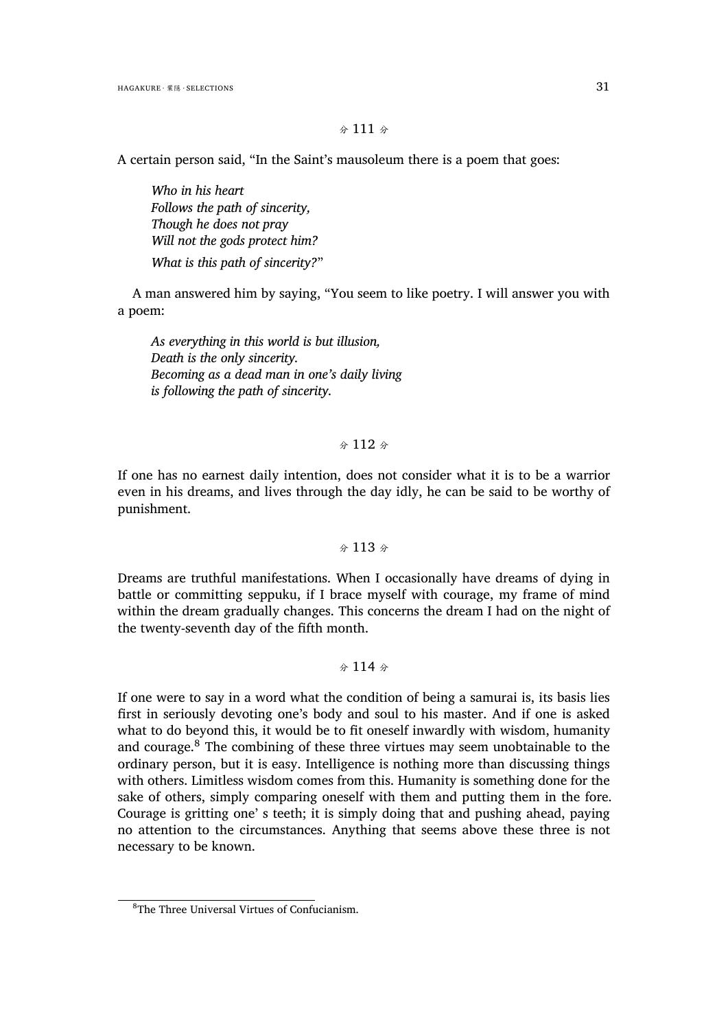❧ 111 ❧

A certain person said, "In the Saint's mausoleum there is a poem that goes:

> *Who in his heart*
> *Follows the path of sincerity,*
> *Though he does not pray*
> *Will not the gods protect him?*
>
> *What is this path of sincerity?*"

A man answered him by saying, "You seem to like poetry. I will answer you with a poem:

> *As everything in this world is but illusion,*
> *Death is the only sincerity.*
> *Becoming as a dead man in one's daily living*
> *is following the path of sincerity.*

❧ 112 ❧

If one has no earnest daily intention, does not consider what it is to be a warrior even in his dreams, and lives through the day idly, he can be said to be worthy of punishment.

❧ 113 ❧

Dreams are truthful manifestations. When I occasionally have dreams of dying in battle or committing seppuku, if I brace myself with courage, my frame of mind within the dream gradually changes. This concerns the dream I had on the night of the twenty-seventh day of the fifth month.

❧ 114 ❧

If one were to say in a word what the condition of being a samurai is, its basis lies first in seriously devoting one's body and soul to his master. And if one is asked what to do beyond this, it would be to fit oneself inwardly with wisdom, humanity and courage.[8] The combining of these three virtues may seem unobtainable to the ordinary person, but it is easy. Intelligence is nothing more than discussing things with others. Limitless wisdom comes from this. Humanity is something done for the sake of others, simply comparing oneself with them and putting them in the fore. Courage is gritting one' s teeth; it is simply doing that and pushing ahead, paying no attention to the circumstances. Anything that seems above these three is not necessary to be known.

[8] The Three Universal Virtues of Confucianism.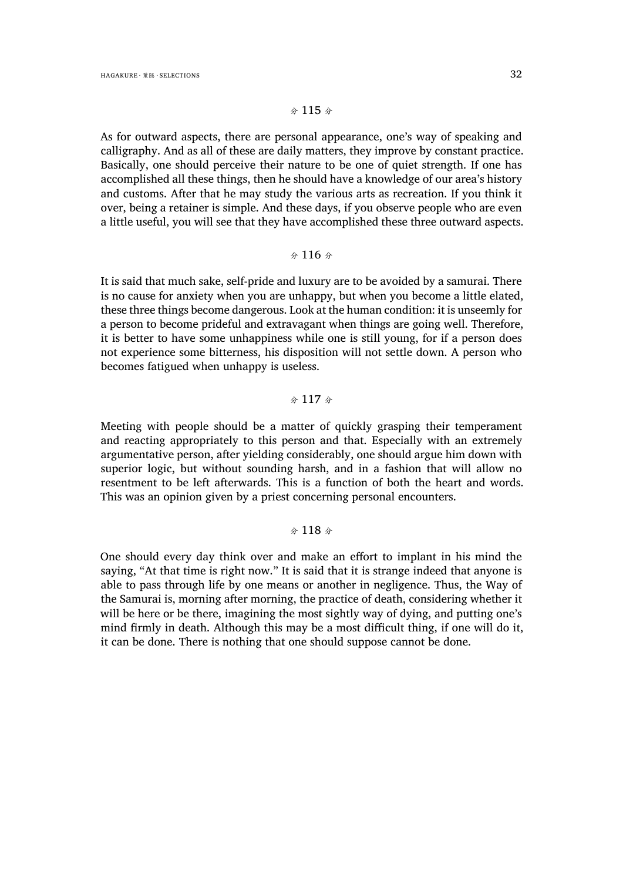❧ 115 ❧

As for outward aspects, there are personal appearance, one's way of speaking and calligraphy. And as all of these are daily matters, they improve by constant practice. Basically, one should perceive their nature to be one of quiet strength. If one has accomplished all these things, then he should have a knowledge of our area's history and customs. After that he may study the various arts as recreation. If you think it over, being a retainer is simple. And these days, if you observe people who are even a little useful, you will see that they have accomplished these three outward aspects.

❧ 116 ❧

It is said that much sake, self-pride and luxury are to be avoided by a samurai. There is no cause for anxiety when you are unhappy, but when you become a little elated, these three things become dangerous. Look at the human condition: it is unseemly for a person to become prideful and extravagant when things are going well. Therefore, it is better to have some unhappiness while one is still young, for if a person does not experience some bitterness, his disposition will not settle down. A person who becomes fatigued when unhappy is useless.

❧ 117 ❧

Meeting with people should be a matter of quickly grasping their temperament and reacting appropriately to this person and that. Especially with an extremely argumentative person, after yielding considerably, one should argue him down with superior logic, but without sounding harsh, and in a fashion that will allow no resentment to be left afterwards. This is a function of both the heart and words. This was an opinion given by a priest concerning personal encounters.

❧ 118 ❧

One should every day think over and make an effort to implant in his mind the saying, "At that time is right now." It is said that it is strange indeed that anyone is able to pass through life by one means or another in negligence. Thus, the Way of the Samurai is, morning after morning, the practice of death, considering whether it will be here or be there, imagining the most sightly way of dying, and putting one's mind firmly in death. Although this may be a most difficult thing, if one will do it, it can be done. There is nothing that one should suppose cannot be done.